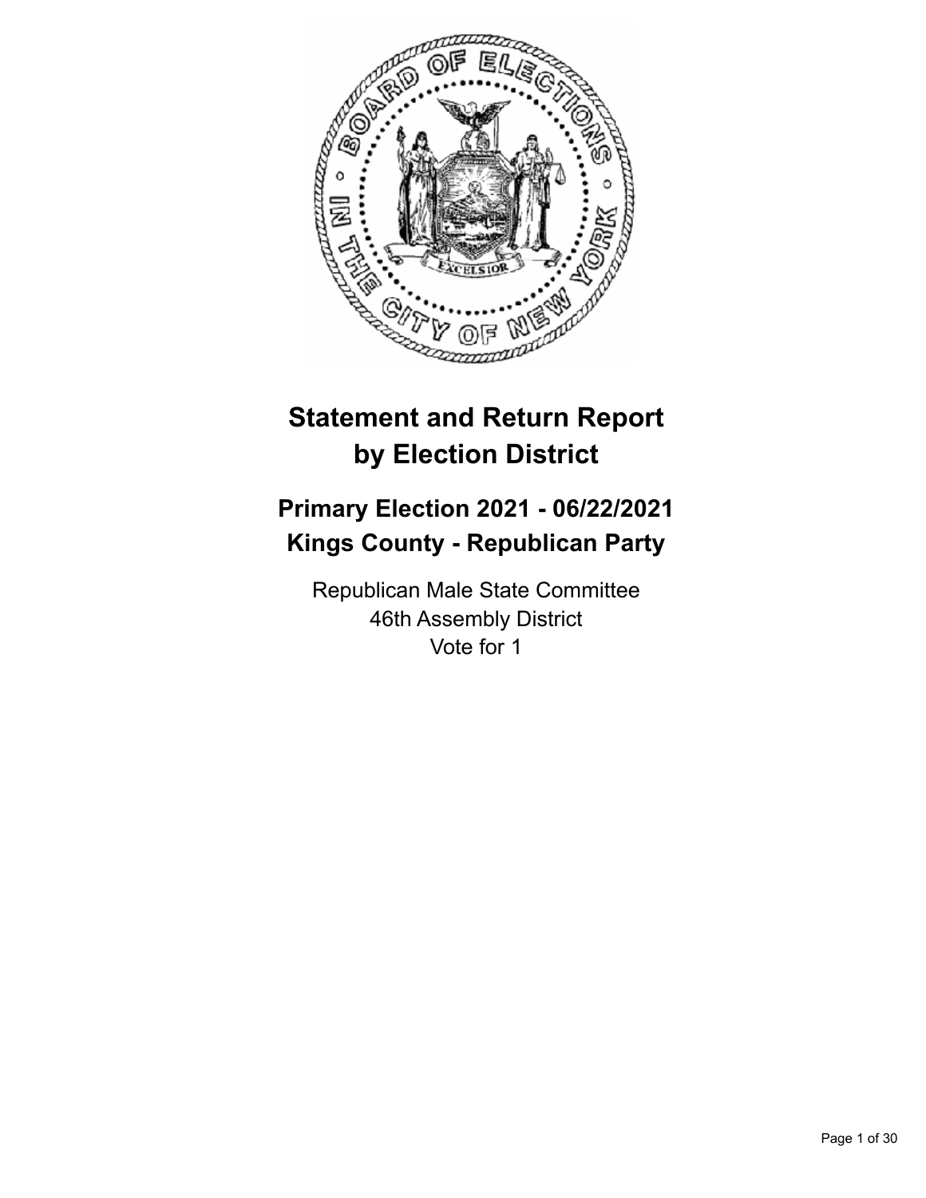# Statement and Return Report by Election District

## Primary Election 2021 - 06/22/2021
## Kings County - Republican Party

Republican Male State Committee
46th Assembly District
Vote for 1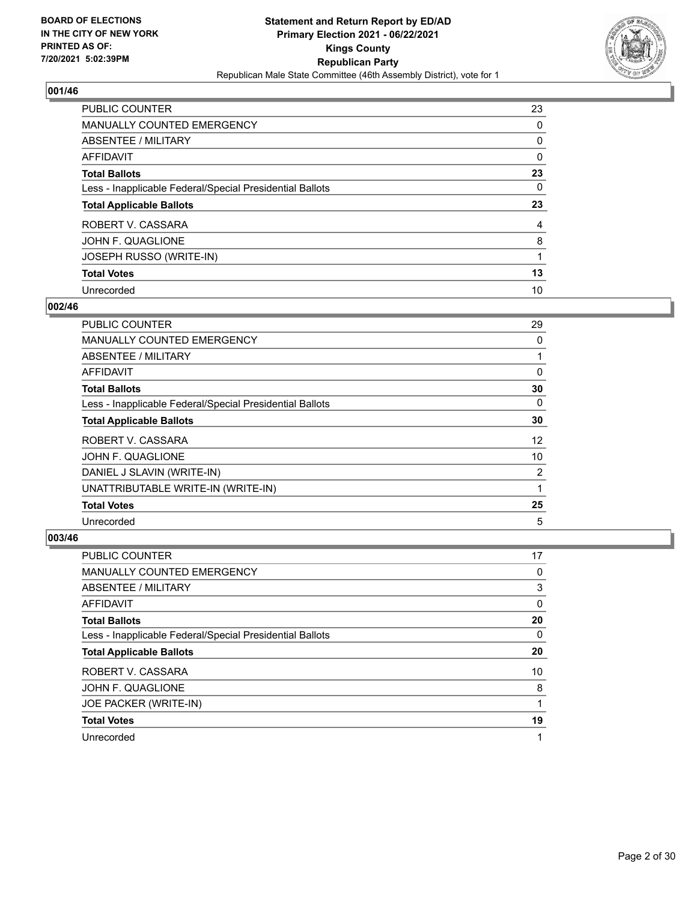BOARD OF ELECTIONS
IN THE CITY OF NEW YORK
PRINTED AS OF:
7/20/2021 5:02:39PM

**Statement and Return Report by ED/AD**
**Primary Election 2021 - 06/22/2021**
**Kings County**
**Republican Party**
Republican Male State Committee (46th Assembly District), vote for 1

## 001/46

| | |
|---|---|
| PUBLIC COUNTER | 23 |
| MANUALLY COUNTED EMERGENCY | 0 |
| ABSENTEE / MILITARY | 0 |
| AFFIDAVIT | 0 |
| **Total Ballots** | **23** |
| Less - Inapplicable Federal/Special Presidential Ballots | 0 |
| **Total Applicable Ballots** | **23** |
| ROBERT V. CASSARA | 4 |
| JOHN F. QUAGLIONE | 8 |
| JOSEPH RUSSO (WRITE-IN) | 1 |
| **Total Votes** | **13** |
| Unrecorded | 10 |

## 002/46

| | |
|---|---|
| PUBLIC COUNTER | 29 |
| MANUALLY COUNTED EMERGENCY | 0 |
| ABSENTEE / MILITARY | 1 |
| AFFIDAVIT | 0 |
| **Total Ballots** | **30** |
| Less - Inapplicable Federal/Special Presidential Ballots | 0 |
| **Total Applicable Ballots** | **30** |
| ROBERT V. CASSARA | 12 |
| JOHN F. QUAGLIONE | 10 |
| DANIEL J SLAVIN (WRITE-IN) | 2 |
| UNATTRIBUTABLE WRITE-IN (WRITE-IN) | 1 |
| **Total Votes** | **25** |
| Unrecorded | 5 |

## 003/46

| | |
|---|---|
| PUBLIC COUNTER | 17 |
| MANUALLY COUNTED EMERGENCY | 0 |
| ABSENTEE / MILITARY | 3 |
| AFFIDAVIT | 0 |
| **Total Ballots** | **20** |
| Less - Inapplicable Federal/Special Presidential Ballots | 0 |
| **Total Applicable Ballots** | **20** |
| ROBERT V. CASSARA | 10 |
| JOHN F. QUAGLIONE | 8 |
| JOE PACKER (WRITE-IN) | 1 |
| **Total Votes** | **19** |
| Unrecorded | 1 |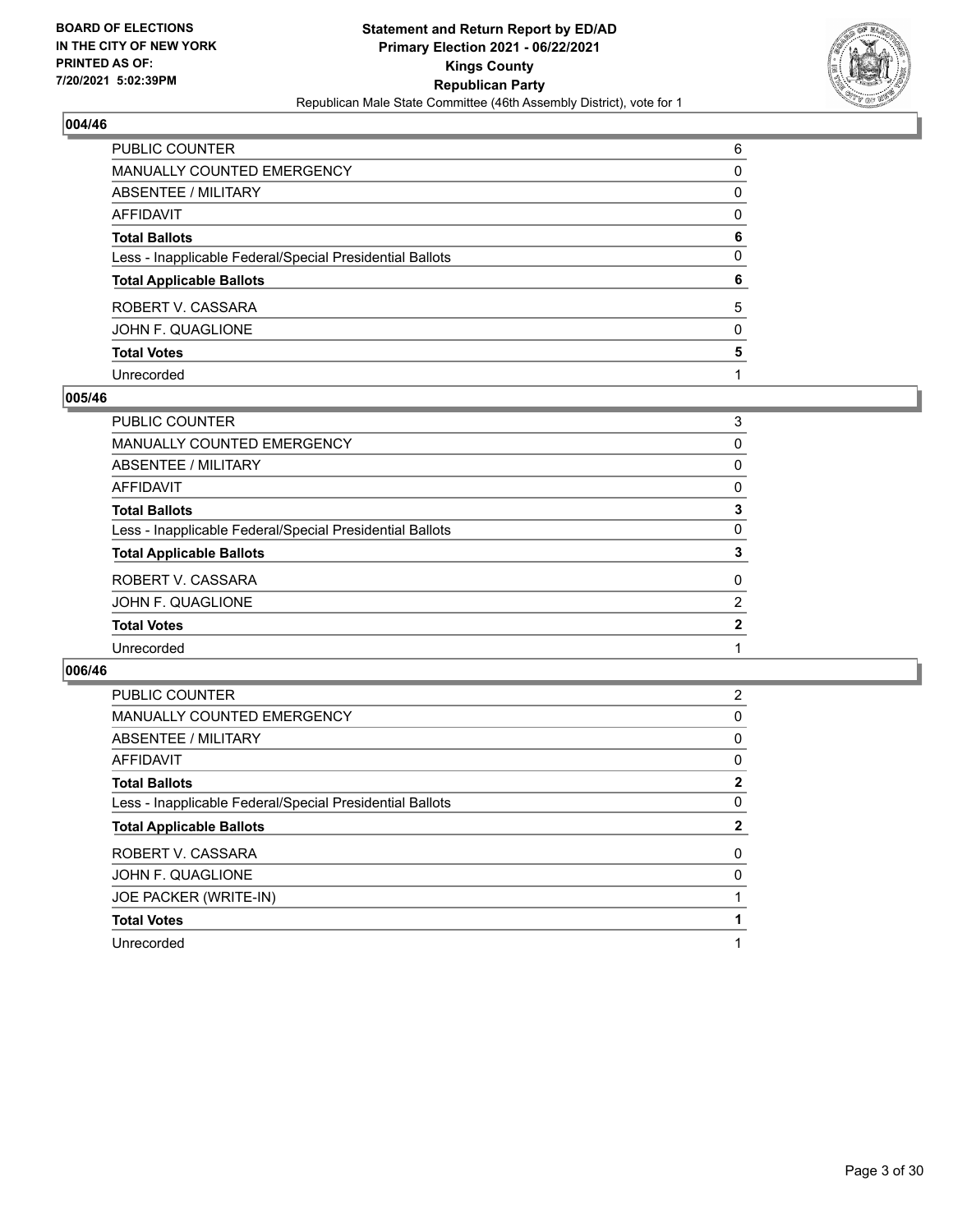BOARD OF ELECTIONS
IN THE CITY OF NEW YORK
PRINTED AS OF:
7/20/2021 5:02:39PM

**Statement and Return Report by ED/AD**
**Primary Election 2021 - 06/22/2021**
**Kings County**
**Republican Party**
Republican Male State Committee (46th Assembly District), vote for 1

## 004/46

| | |
|---|---|
| PUBLIC COUNTER | 6 |
| MANUALLY COUNTED EMERGENCY | 0 |
| ABSENTEE / MILITARY | 0 |
| AFFIDAVIT | 0 |
| **Total Ballots** | **6** |
| Less - Inapplicable Federal/Special Presidential Ballots | 0 |
| **Total Applicable Ballots** | **6** |
| ROBERT V. CASSARA | 5 |
| JOHN F. QUAGLIONE | 0 |
| **Total Votes** | **5** |
| Unrecorded | 1 |

## 005/46

| | |
|---|---|
| PUBLIC COUNTER | 3 |
| MANUALLY COUNTED EMERGENCY | 0 |
| ABSENTEE / MILITARY | 0 |
| AFFIDAVIT | 0 |
| **Total Ballots** | **3** |
| Less - Inapplicable Federal/Special Presidential Ballots | 0 |
| **Total Applicable Ballots** | **3** |
| ROBERT V. CASSARA | 0 |
| JOHN F. QUAGLIONE | 2 |
| **Total Votes** | **2** |
| Unrecorded | 1 |

## 006/46

| | |
|---|---|
| PUBLIC COUNTER | 2 |
| MANUALLY COUNTED EMERGENCY | 0 |
| ABSENTEE / MILITARY | 0 |
| AFFIDAVIT | 0 |
| **Total Ballots** | **2** |
| Less - Inapplicable Federal/Special Presidential Ballots | 0 |
| **Total Applicable Ballots** | **2** |
| ROBERT V. CASSARA | 0 |
| JOHN F. QUAGLIONE | 0 |
| JOE PACKER (WRITE-IN) | 1 |
| **Total Votes** | **1** |
| Unrecorded | 1 |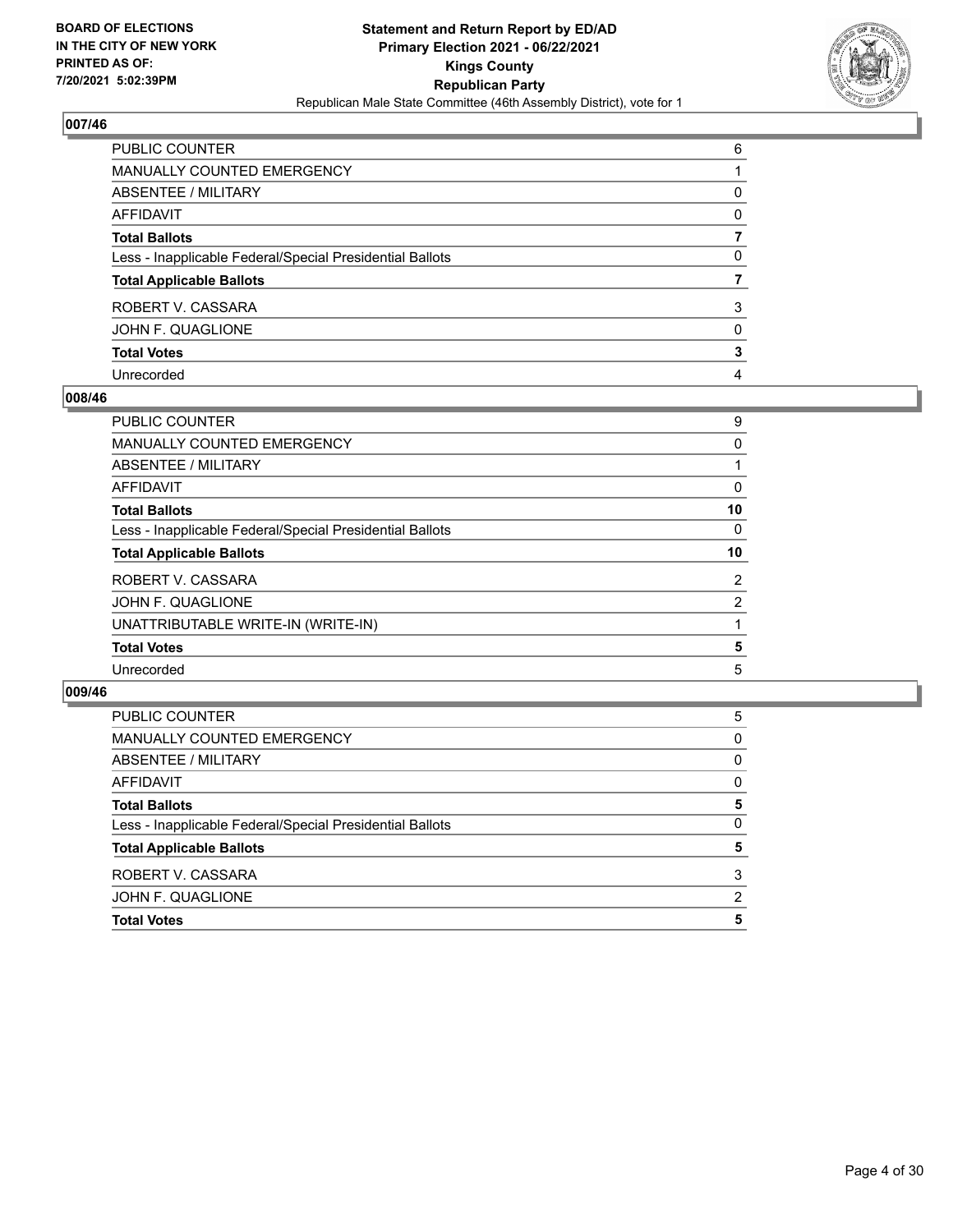**BOARD OF ELECTIONS IN THE CITY OF NEW YORK PRINTED AS OF: 7/20/2021 5:02:39PM**

**Statement and Return Report by ED/AD Primary Election 2021 - 06/22/2021 Kings County Republican Party**

Republican Male State Committee (46th Assembly District), vote for 1

## 007/46

| | |
|---|---|
| PUBLIC COUNTER | 6 |
| MANUALLY COUNTED EMERGENCY | 1 |
| ABSENTEE / MILITARY | 0 |
| AFFIDAVIT | 0 |
| **Total Ballots** | **7** |
| Less - Inapplicable Federal/Special Presidential Ballots | 0 |
| **Total Applicable Ballots** | **7** |
| ROBERT V. CASSARA | 3 |
| JOHN F. QUAGLIONE | 0 |
| **Total Votes** | **3** |
| Unrecorded | 4 |

## 008/46

| | |
|---|---|
| PUBLIC COUNTER | 9 |
| MANUALLY COUNTED EMERGENCY | 0 |
| ABSENTEE / MILITARY | 1 |
| AFFIDAVIT | 0 |
| **Total Ballots** | **10** |
| Less - Inapplicable Federal/Special Presidential Ballots | 0 |
| **Total Applicable Ballots** | **10** |
| ROBERT V. CASSARA | 2 |
| JOHN F. QUAGLIONE | 2 |
| UNATTRIBUTABLE WRITE-IN (WRITE-IN) | 1 |
| **Total Votes** | **5** |
| Unrecorded | 5 |

## 009/46

| | |
|---|---|
| PUBLIC COUNTER | 5 |
| MANUALLY COUNTED EMERGENCY | 0 |
| ABSENTEE / MILITARY | 0 |
| AFFIDAVIT | 0 |
| **Total Ballots** | **5** |
| Less - Inapplicable Federal/Special Presidential Ballots | 0 |
| **Total Applicable Ballots** | **5** |
| ROBERT V. CASSARA | 3 |
| JOHN F. QUAGLIONE | 2 |
| **Total Votes** | **5** |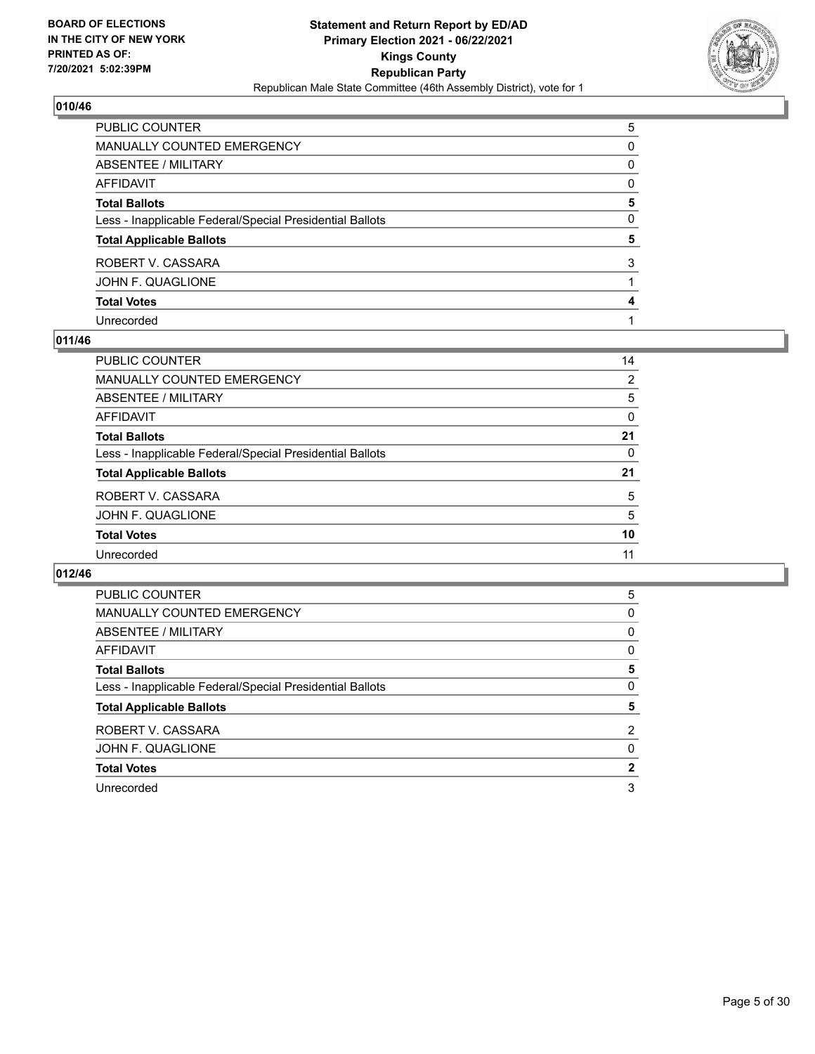**BOARD OF ELECTIONS IN THE CITY OF NEW YORK PRINTED AS OF: 7/20/2021 5:02:39PM**

**Statement and Return Report by ED/AD Primary Election 2021 - 06/22/2021 Kings County Republican Party**

Republican Male State Committee (46th Assembly District), vote for 1

## 010/46

| | |
|---|---|
| PUBLIC COUNTER | 5 |
| MANUALLY COUNTED EMERGENCY | 0 |
| ABSENTEE / MILITARY | 0 |
| AFFIDAVIT | 0 |
| **Total Ballots** | **5** |
| Less - Inapplicable Federal/Special Presidential Ballots | 0 |
| **Total Applicable Ballots** | **5** |
| ROBERT V. CASSARA | 3 |
| JOHN F. QUAGLIONE | 1 |
| **Total Votes** | **4** |
| Unrecorded | 1 |

## 011/46

| | |
|---|---|
| PUBLIC COUNTER | 14 |
| MANUALLY COUNTED EMERGENCY | 2 |
| ABSENTEE / MILITARY | 5 |
| AFFIDAVIT | 0 |
| **Total Ballots** | **21** |
| Less - Inapplicable Federal/Special Presidential Ballots | 0 |
| **Total Applicable Ballots** | **21** |
| ROBERT V. CASSARA | 5 |
| JOHN F. QUAGLIONE | 5 |
| **Total Votes** | **10** |
| Unrecorded | 11 |

## 012/46

| | |
|---|---|
| PUBLIC COUNTER | 5 |
| MANUALLY COUNTED EMERGENCY | 0 |
| ABSENTEE / MILITARY | 0 |
| AFFIDAVIT | 0 |
| **Total Ballots** | **5** |
| Less - Inapplicable Federal/Special Presidential Ballots | 0 |
| **Total Applicable Ballots** | **5** |
| ROBERT V. CASSARA | 2 |
| JOHN F. QUAGLIONE | 0 |
| **Total Votes** | **2** |
| Unrecorded | 3 |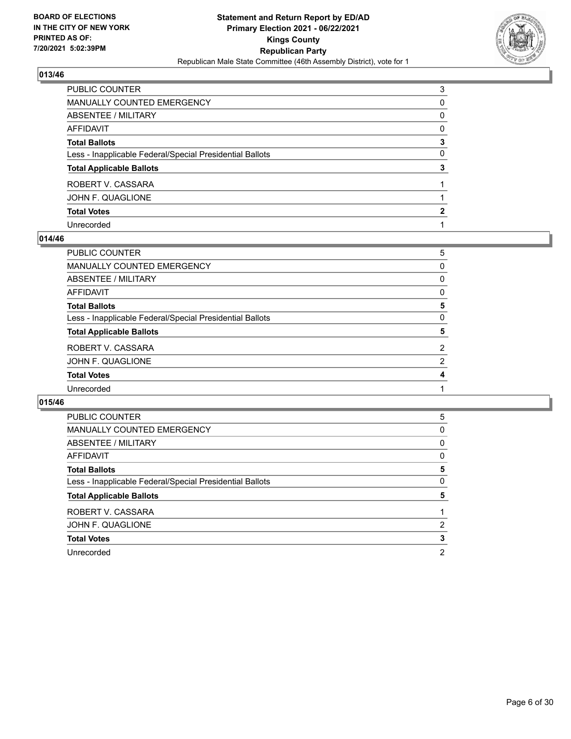## 013/46

| | |
|---|---|
| PUBLIC COUNTER | 3 |
| MANUALLY COUNTED EMERGENCY | 0 |
| ABSENTEE / MILITARY | 0 |
| AFFIDAVIT | 0 |
| **Total Ballots** | **3** |
| Less - Inapplicable Federal/Special Presidential Ballots | 0 |
| **Total Applicable Ballots** | **3** |
| ROBERT V. CASSARA | 1 |
| JOHN F. QUAGLIONE | 1 |
| **Total Votes** | **2** |
| Unrecorded | 1 |

## 014/46

| | |
|---|---|
| PUBLIC COUNTER | 5 |
| MANUALLY COUNTED EMERGENCY | 0 |
| ABSENTEE / MILITARY | 0 |
| AFFIDAVIT | 0 |
| **Total Ballots** | **5** |
| Less - Inapplicable Federal/Special Presidential Ballots | 0 |
| **Total Applicable Ballots** | **5** |
| ROBERT V. CASSARA | 2 |
| JOHN F. QUAGLIONE | 2 |
| **Total Votes** | **4** |
| Unrecorded | 1 |

## 015/46

| | |
|---|---|
| PUBLIC COUNTER | 5 |
| MANUALLY COUNTED EMERGENCY | 0 |
| ABSENTEE / MILITARY | 0 |
| AFFIDAVIT | 0 |
| **Total Ballots** | **5** |
| Less - Inapplicable Federal/Special Presidential Ballots | 0 |
| **Total Applicable Ballots** | **5** |
| ROBERT V. CASSARA | 1 |
| JOHN F. QUAGLIONE | 2 |
| **Total Votes** | **3** |
| Unrecorded | 2 |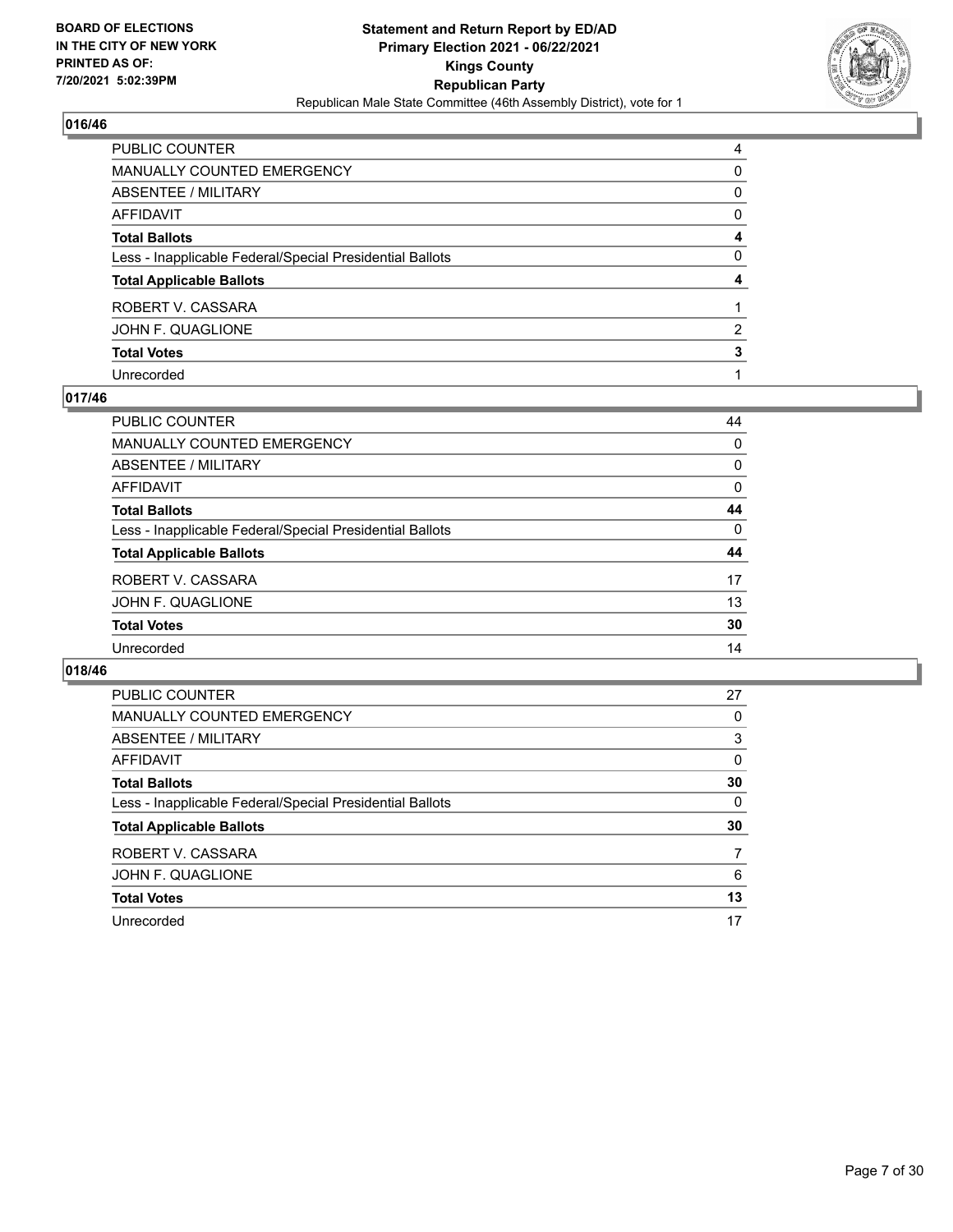**BOARD OF ELECTIONS IN THE CITY OF NEW YORK PRINTED AS OF: 7/20/2021 5:02:39PM**

**Statement and Return Report by ED/AD**
**Primary Election 2021 - 06/22/2021**
**Kings County**
**Republican Party**
Republican Male State Committee (46th Assembly District), vote for 1

### 016/46

| | |
|---|---|
| PUBLIC COUNTER | 4 |
| MANUALLY COUNTED EMERGENCY | 0 |
| ABSENTEE / MILITARY | 0 |
| AFFIDAVIT | 0 |
| **Total Ballots** | **4** |
| Less - Inapplicable Federal/Special Presidential Ballots | 0 |
| **Total Applicable Ballots** | **4** |
| ROBERT V. CASSARA | 1 |
| JOHN F. QUAGLIONE | 2 |
| **Total Votes** | **3** |
| Unrecorded | 1 |

### 017/46

| | |
|---|---|
| PUBLIC COUNTER | 44 |
| MANUALLY COUNTED EMERGENCY | 0 |
| ABSENTEE / MILITARY | 0 |
| AFFIDAVIT | 0 |
| **Total Ballots** | **44** |
| Less - Inapplicable Federal/Special Presidential Ballots | 0 |
| **Total Applicable Ballots** | **44** |
| ROBERT V. CASSARA | 17 |
| JOHN F. QUAGLIONE | 13 |
| **Total Votes** | **30** |
| Unrecorded | 14 |

### 018/46

| | |
|---|---|
| PUBLIC COUNTER | 27 |
| MANUALLY COUNTED EMERGENCY | 0 |
| ABSENTEE / MILITARY | 3 |
| AFFIDAVIT | 0 |
| **Total Ballots** | **30** |
| Less - Inapplicable Federal/Special Presidential Ballots | 0 |
| **Total Applicable Ballots** | **30** |
| ROBERT V. CASSARA | 7 |
| JOHN F. QUAGLIONE | 6 |
| **Total Votes** | **13** |
| Unrecorded | 17 |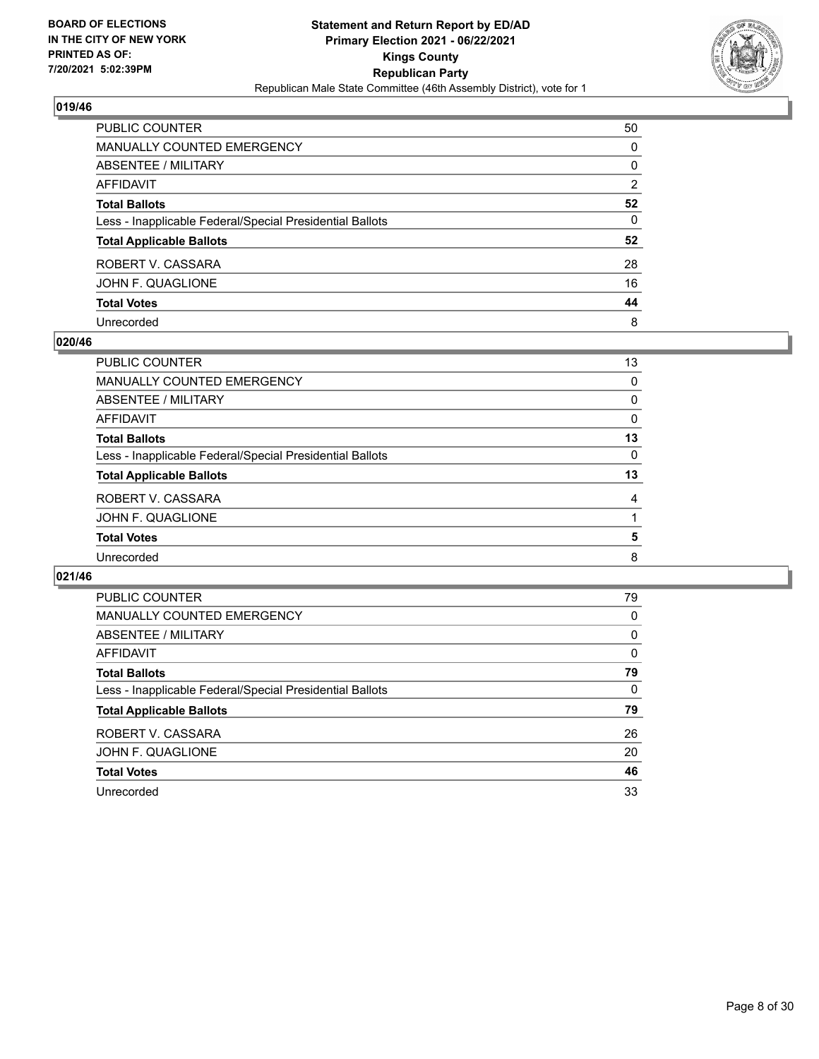## 019/46

| | |
|---|---|
| PUBLIC COUNTER | 50 |
| MANUALLY COUNTED EMERGENCY | 0 |
| ABSENTEE / MILITARY | 0 |
| AFFIDAVIT | 2 |
| **Total Ballots** | **52** |
| Less - Inapplicable Federal/Special Presidential Ballots | 0 |
| **Total Applicable Ballots** | **52** |
| ROBERT V. CASSARA | 28 |
| JOHN F. QUAGLIONE | 16 |
| **Total Votes** | **44** |
| Unrecorded | 8 |

## 020/46

| | |
|---|---|
| PUBLIC COUNTER | 13 |
| MANUALLY COUNTED EMERGENCY | 0 |
| ABSENTEE / MILITARY | 0 |
| AFFIDAVIT | 0 |
| **Total Ballots** | **13** |
| Less - Inapplicable Federal/Special Presidential Ballots | 0 |
| **Total Applicable Ballots** | **13** |
| ROBERT V. CASSARA | 4 |
| JOHN F. QUAGLIONE | 1 |
| **Total Votes** | **5** |
| Unrecorded | 8 |

## 021/46

| | |
|---|---|
| PUBLIC COUNTER | 79 |
| MANUALLY COUNTED EMERGENCY | 0 |
| ABSENTEE / MILITARY | 0 |
| AFFIDAVIT | 0 |
| **Total Ballots** | **79** |
| Less - Inapplicable Federal/Special Presidential Ballots | 0 |
| **Total Applicable Ballots** | **79** |
| ROBERT V. CASSARA | 26 |
| JOHN F. QUAGLIONE | 20 |
| **Total Votes** | **46** |
| Unrecorded | 33 |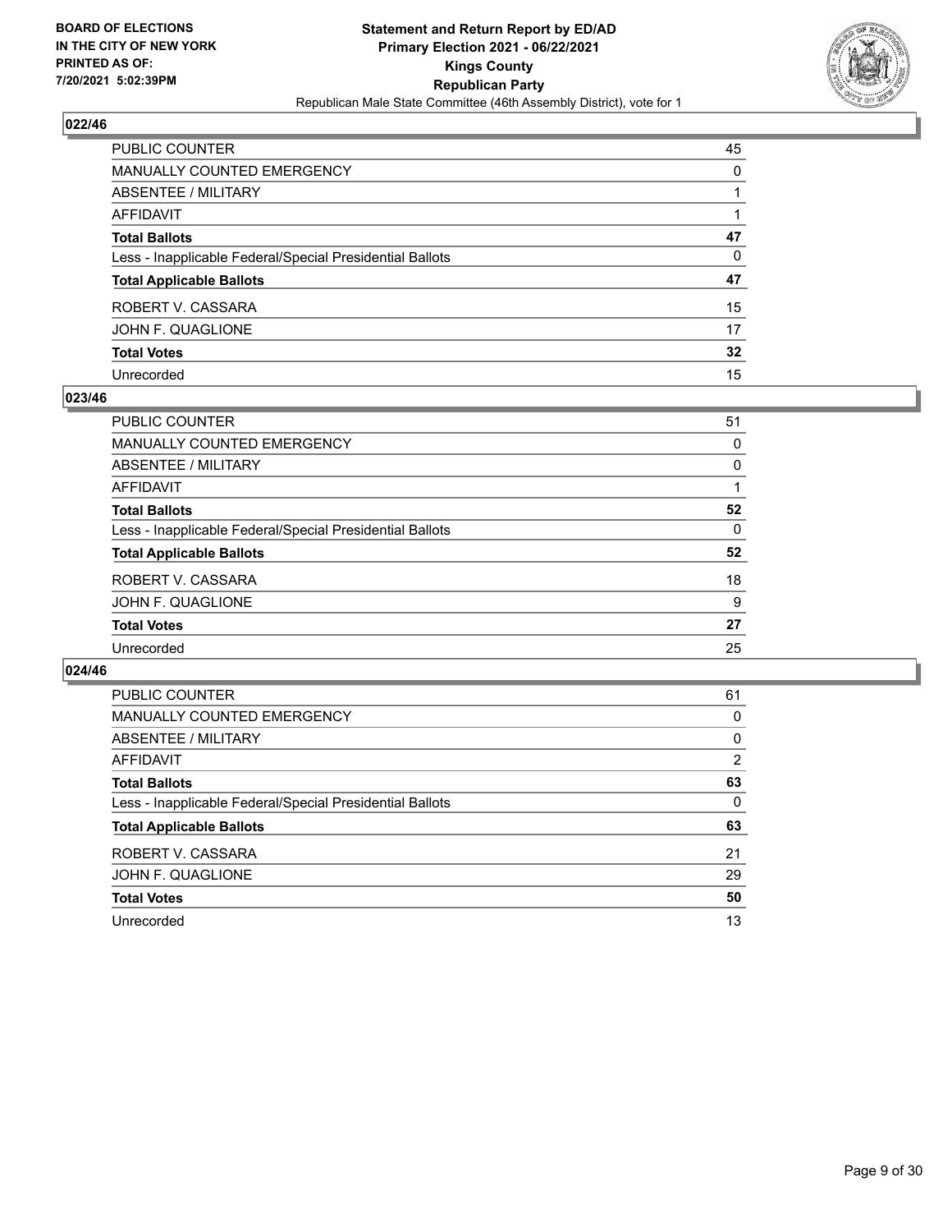**BOARD OF ELECTIONS IN THE CITY OF NEW YORK PRINTED AS OF: 7/20/2021 5:02:39PM**

**Statement and Return Report by ED/AD Primary Election 2021 - 06/22/2021 Kings County Republican Party**

Republican Male State Committee (46th Assembly District), vote for 1

## 022/46

| | |
|---|---|
| PUBLIC COUNTER | 45 |
| MANUALLY COUNTED EMERGENCY | 0 |
| ABSENTEE / MILITARY | 1 |
| AFFIDAVIT | 1 |
| **Total Ballots** | **47** |
| Less - Inapplicable Federal/Special Presidential Ballots | 0 |
| **Total Applicable Ballots** | **47** |
| ROBERT V. CASSARA | 15 |
| JOHN F. QUAGLIONE | 17 |
| **Total Votes** | **32** |
| Unrecorded | 15 |

## 023/46

| | |
|---|---|
| PUBLIC COUNTER | 51 |
| MANUALLY COUNTED EMERGENCY | 0 |
| ABSENTEE / MILITARY | 0 |
| AFFIDAVIT | 1 |
| **Total Ballots** | **52** |
| Less - Inapplicable Federal/Special Presidential Ballots | 0 |
| **Total Applicable Ballots** | **52** |
| ROBERT V. CASSARA | 18 |
| JOHN F. QUAGLIONE | 9 |
| **Total Votes** | **27** |
| Unrecorded | 25 |

## 024/46

| | |
|---|---|
| PUBLIC COUNTER | 61 |
| MANUALLY COUNTED EMERGENCY | 0 |
| ABSENTEE / MILITARY | 0 |
| AFFIDAVIT | 2 |
| **Total Ballots** | **63** |
| Less - Inapplicable Federal/Special Presidential Ballots | 0 |
| **Total Applicable Ballots** | **63** |
| ROBERT V. CASSARA | 21 |
| JOHN F. QUAGLIONE | 29 |
| **Total Votes** | **50** |
| Unrecorded | 13 |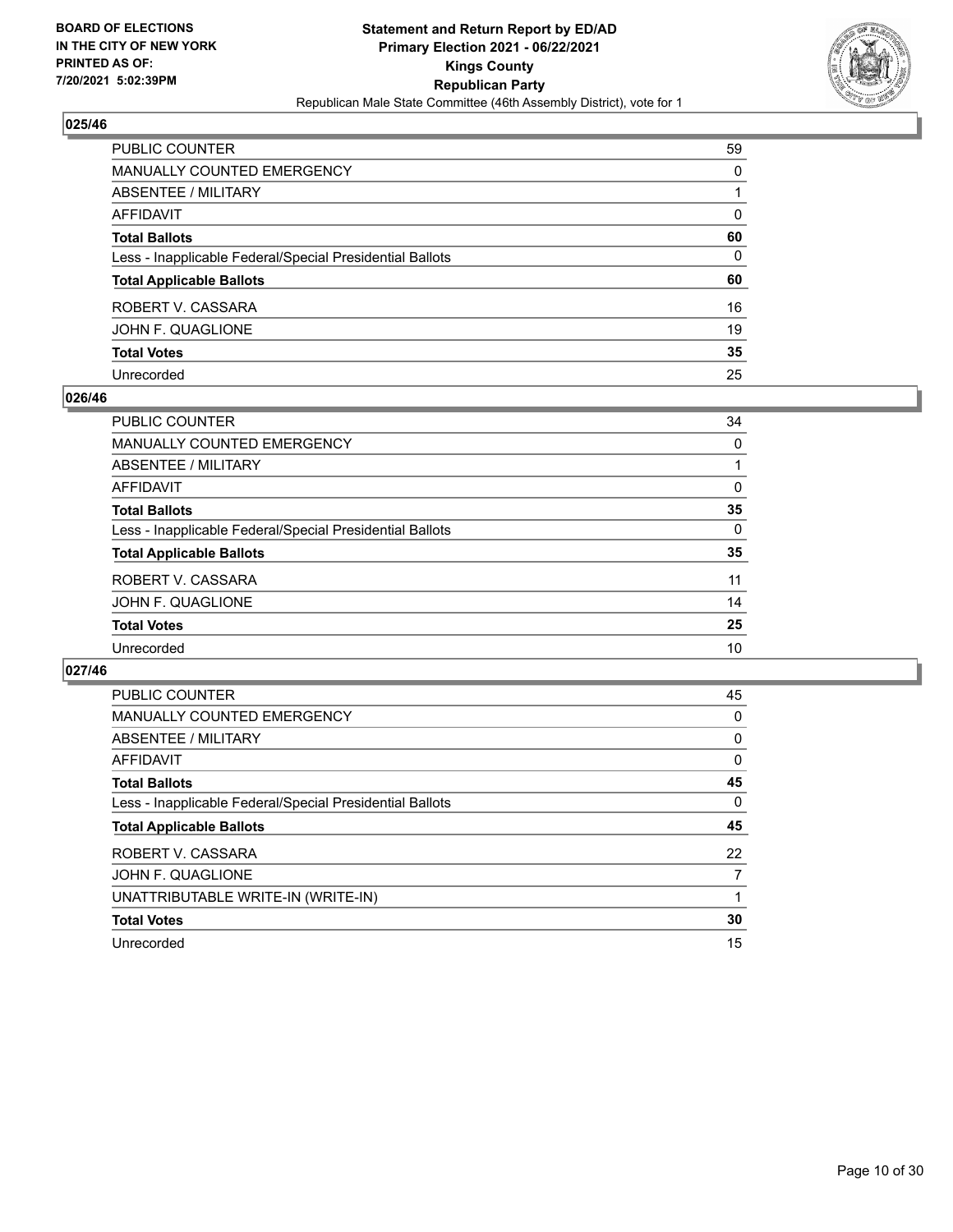**BOARD OF ELECTIONS IN THE CITY OF NEW YORK PRINTED AS OF: 7/20/2021 5:02:39PM**

**Statement and Return Report by ED/AD Primary Election 2021 - 06/22/2021 Kings County Republican Party**

Republican Male State Committee (46th Assembly District), vote for 1

## 025/46

| | |
|---|---|
| PUBLIC COUNTER | 59 |
| MANUALLY COUNTED EMERGENCY | 0 |
| ABSENTEE / MILITARY | 1 |
| AFFIDAVIT | 0 |
| **Total Ballots** | **60** |
| Less - Inapplicable Federal/Special Presidential Ballots | 0 |
| **Total Applicable Ballots** | **60** |
| ROBERT V. CASSARA | 16 |
| JOHN F. QUAGLIONE | 19 |
| **Total Votes** | **35** |
| Unrecorded | 25 |

## 026/46

| | |
|---|---|
| PUBLIC COUNTER | 34 |
| MANUALLY COUNTED EMERGENCY | 0 |
| ABSENTEE / MILITARY | 1 |
| AFFIDAVIT | 0 |
| **Total Ballots** | **35** |
| Less - Inapplicable Federal/Special Presidential Ballots | 0 |
| **Total Applicable Ballots** | **35** |
| ROBERT V. CASSARA | 11 |
| JOHN F. QUAGLIONE | 14 |
| **Total Votes** | **25** |
| Unrecorded | 10 |

## 027/46

| | |
|---|---|
| PUBLIC COUNTER | 45 |
| MANUALLY COUNTED EMERGENCY | 0 |
| ABSENTEE / MILITARY | 0 |
| AFFIDAVIT | 0 |
| **Total Ballots** | **45** |
| Less - Inapplicable Federal/Special Presidential Ballots | 0 |
| **Total Applicable Ballots** | **45** |
| ROBERT V. CASSARA | 22 |
| JOHN F. QUAGLIONE | 7 |
| UNATTRIBUTABLE WRITE-IN (WRITE-IN) | 1 |
| **Total Votes** | **30** |
| Unrecorded | 15 |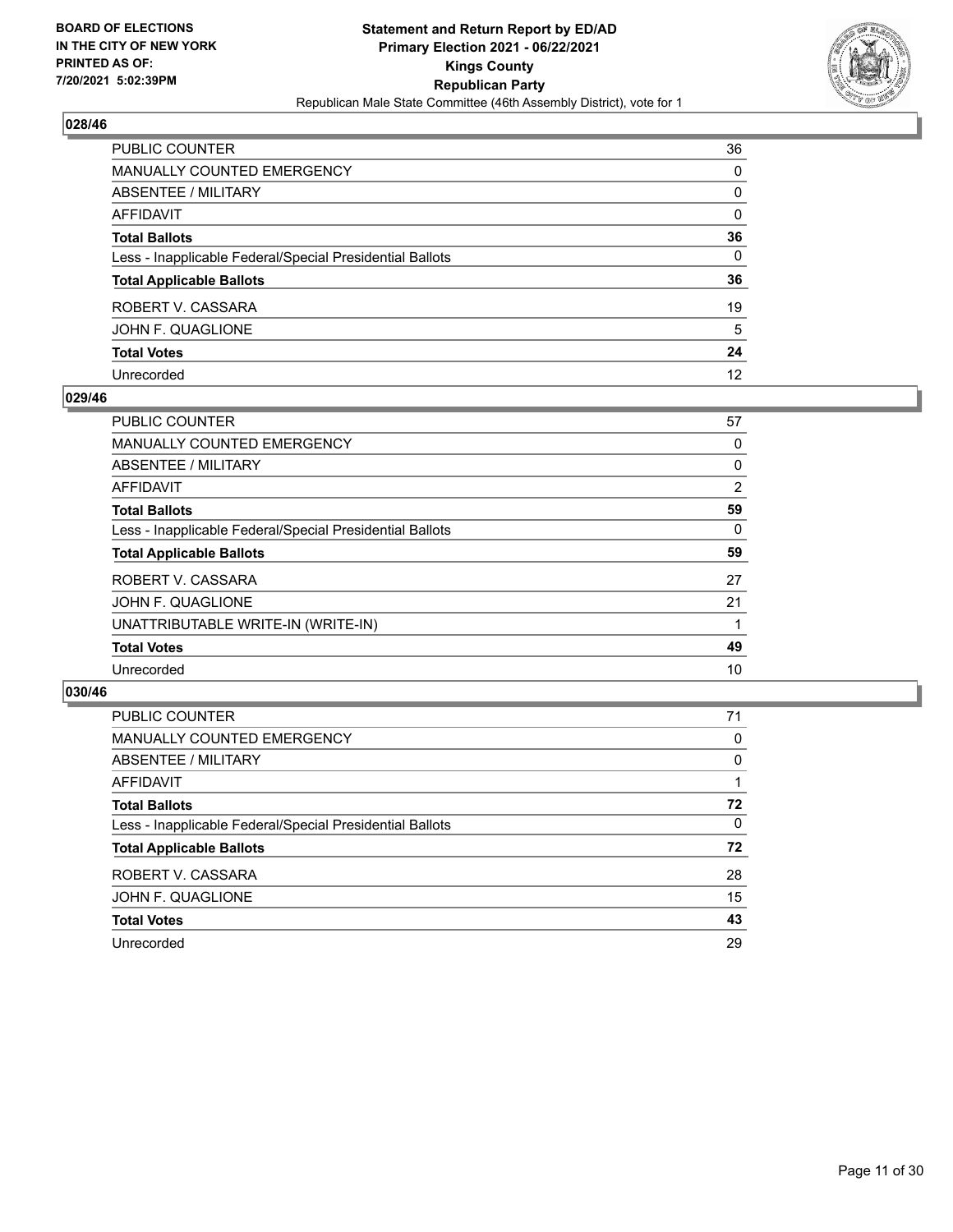BOARD OF ELECTIONS
IN THE CITY OF NEW YORK
PRINTED AS OF:
7/20/2021 5:02:39PM

**Statement and Return Report by ED/AD**
**Primary Election 2021 - 06/22/2021**
**Kings County**
**Republican Party**
Republican Male State Committee (46th Assembly District), vote for 1

### 028/46

| | |
|---|---|
| PUBLIC COUNTER | 36 |
| MANUALLY COUNTED EMERGENCY | 0 |
| ABSENTEE / MILITARY | 0 |
| AFFIDAVIT | 0 |
| **Total Ballots** | **36** |
| Less - Inapplicable Federal/Special Presidential Ballots | 0 |
| **Total Applicable Ballots** | **36** |
| ROBERT V. CASSARA | 19 |
| JOHN F. QUAGLIONE | 5 |
| **Total Votes** | **24** |
| Unrecorded | 12 |

### 029/46

| | |
|---|---|
| PUBLIC COUNTER | 57 |
| MANUALLY COUNTED EMERGENCY | 0 |
| ABSENTEE / MILITARY | 0 |
| AFFIDAVIT | 2 |
| **Total Ballots** | **59** |
| Less - Inapplicable Federal/Special Presidential Ballots | 0 |
| **Total Applicable Ballots** | **59** |
| ROBERT V. CASSARA | 27 |
| JOHN F. QUAGLIONE | 21 |
| UNATTRIBUTABLE WRITE-IN (WRITE-IN) | 1 |
| **Total Votes** | **49** |
| Unrecorded | 10 |

### 030/46

| | |
|---|---|
| PUBLIC COUNTER | 71 |
| MANUALLY COUNTED EMERGENCY | 0 |
| ABSENTEE / MILITARY | 0 |
| AFFIDAVIT | 1 |
| **Total Ballots** | **72** |
| Less - Inapplicable Federal/Special Presidential Ballots | 0 |
| **Total Applicable Ballots** | **72** |
| ROBERT V. CASSARA | 28 |
| JOHN F. QUAGLIONE | 15 |
| **Total Votes** | **43** |
| Unrecorded | 29 |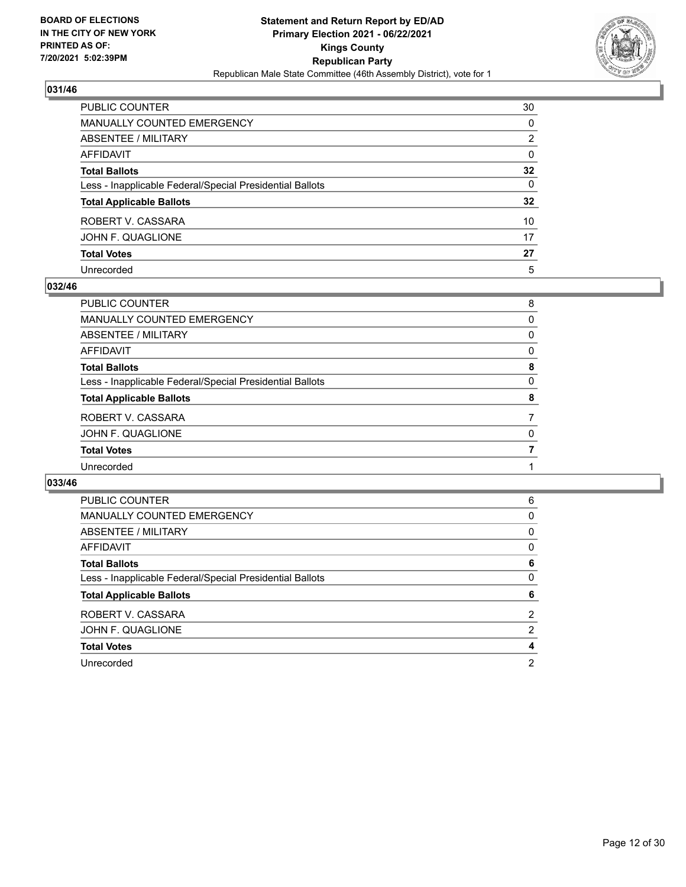## 031/46

| | |
|---|---|
| PUBLIC COUNTER | 30 |
| MANUALLY COUNTED EMERGENCY | 0 |
| ABSENTEE / MILITARY | 2 |
| AFFIDAVIT | 0 |
| **Total Ballots** | **32** |
| Less - Inapplicable Federal/Special Presidential Ballots | 0 |
| **Total Applicable Ballots** | **32** |
| ROBERT V. CASSARA | 10 |
| JOHN F. QUAGLIONE | 17 |
| **Total Votes** | **27** |
| Unrecorded | 5 |

## 032/46

| | |
|---|---|
| PUBLIC COUNTER | 8 |
| MANUALLY COUNTED EMERGENCY | 0 |
| ABSENTEE / MILITARY | 0 |
| AFFIDAVIT | 0 |
| **Total Ballots** | **8** |
| Less - Inapplicable Federal/Special Presidential Ballots | 0 |
| **Total Applicable Ballots** | **8** |
| ROBERT V. CASSARA | 7 |
| JOHN F. QUAGLIONE | 0 |
| **Total Votes** | **7** |
| Unrecorded | 1 |

## 033/46

| | |
|---|---|
| PUBLIC COUNTER | 6 |
| MANUALLY COUNTED EMERGENCY | 0 |
| ABSENTEE / MILITARY | 0 |
| AFFIDAVIT | 0 |
| **Total Ballots** | **6** |
| Less - Inapplicable Federal/Special Presidential Ballots | 0 |
| **Total Applicable Ballots** | **6** |
| ROBERT V. CASSARA | 2 |
| JOHN F. QUAGLIONE | 2 |
| **Total Votes** | **4** |
| Unrecorded | 2 |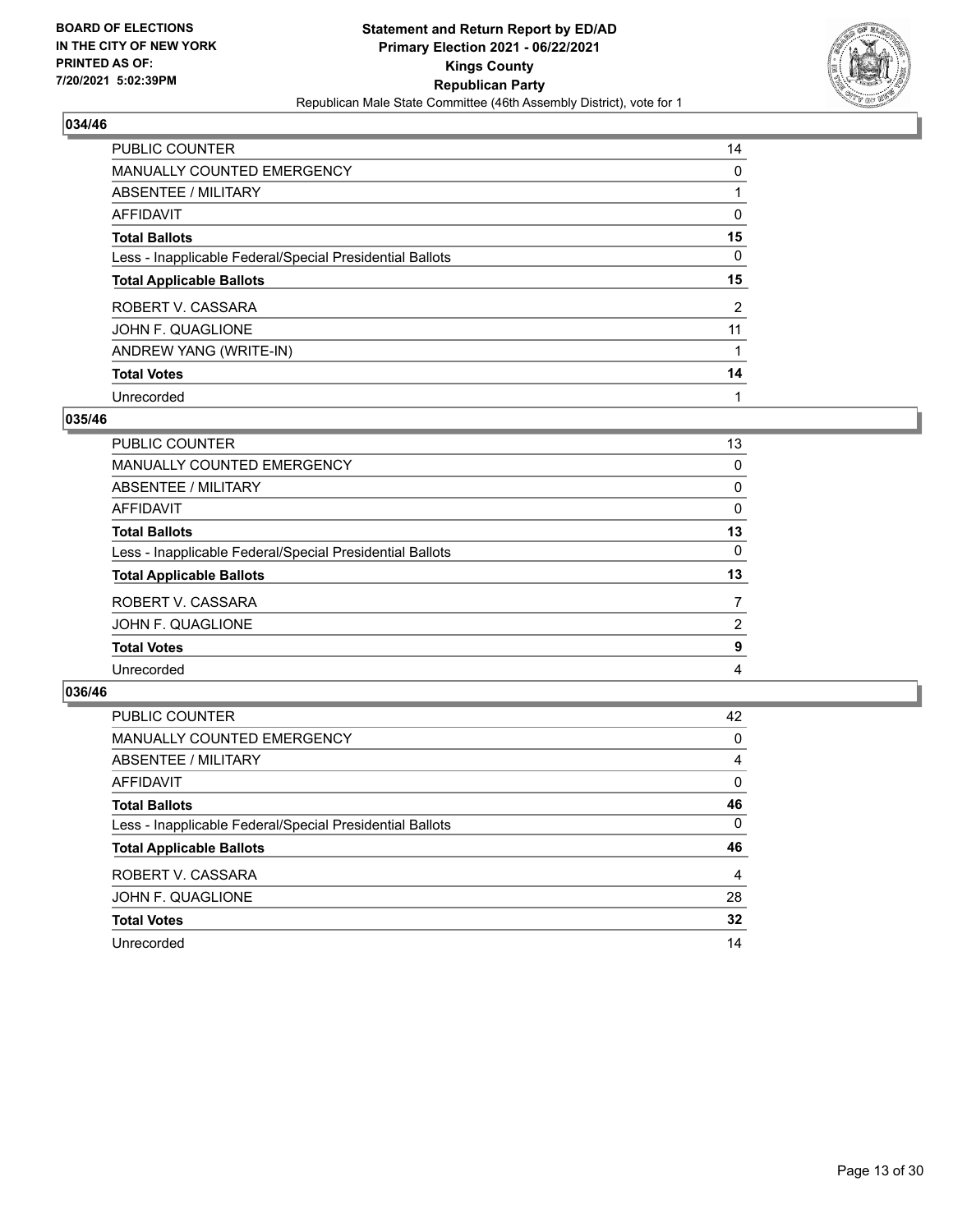BOARD OF ELECTIONS
IN THE CITY OF NEW YORK
PRINTED AS OF:
7/20/2021 5:02:39PM

**Statement and Return Report by ED/AD**
**Primary Election 2021 - 06/22/2021**
**Kings County**
**Republican Party**
Republican Male State Committee (46th Assembly District), vote for 1

## 034/46

| | |
|---|---|
| PUBLIC COUNTER | 14 |
| MANUALLY COUNTED EMERGENCY | 0 |
| ABSENTEE / MILITARY | 1 |
| AFFIDAVIT | 0 |
| **Total Ballots** | **15** |
| Less - Inapplicable Federal/Special Presidential Ballots | 0 |
| **Total Applicable Ballots** | **15** |
| ROBERT V. CASSARA | 2 |
| JOHN F. QUAGLIONE | 11 |
| ANDREW YANG (WRITE-IN) | 1 |
| **Total Votes** | **14** |
| Unrecorded | 1 |

## 035/46

| | |
|---|---|
| PUBLIC COUNTER | 13 |
| MANUALLY COUNTED EMERGENCY | 0 |
| ABSENTEE / MILITARY | 0 |
| AFFIDAVIT | 0 |
| **Total Ballots** | **13** |
| Less - Inapplicable Federal/Special Presidential Ballots | 0 |
| **Total Applicable Ballots** | **13** |
| ROBERT V. CASSARA | 7 |
| JOHN F. QUAGLIONE | 2 |
| **Total Votes** | **9** |
| Unrecorded | 4 |

## 036/46

| | |
|---|---|
| PUBLIC COUNTER | 42 |
| MANUALLY COUNTED EMERGENCY | 0 |
| ABSENTEE / MILITARY | 4 |
| AFFIDAVIT | 0 |
| **Total Ballots** | **46** |
| Less - Inapplicable Federal/Special Presidential Ballots | 0 |
| **Total Applicable Ballots** | **46** |
| ROBERT V. CASSARA | 4 |
| JOHN F. QUAGLIONE | 28 |
| **Total Votes** | **32** |
| Unrecorded | 14 |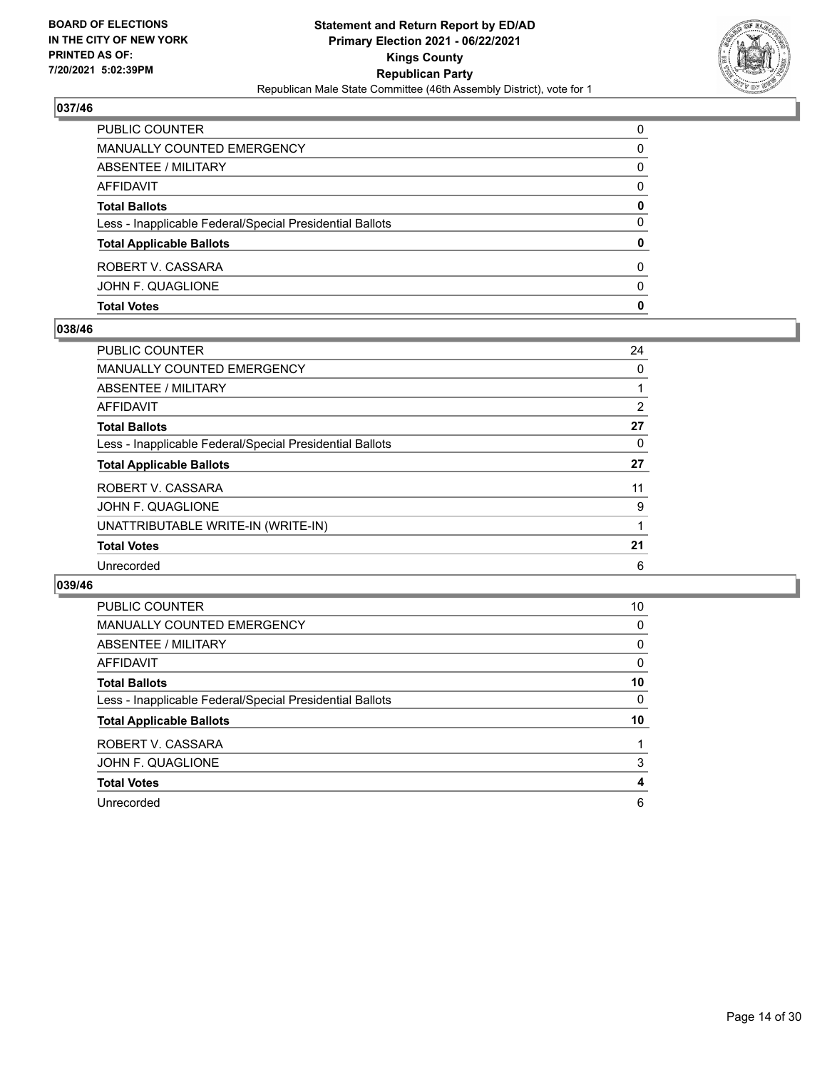**Statement and Return Report by ED/AD**
**Primary Election 2021 - 06/22/2021**
**Kings County**
**Republican Party**
Republican Male State Committee (46th Assembly District), vote for 1

BOARD OF ELECTIONS IN THE CITY OF NEW YORK PRINTED AS OF: 7/20/2021 5:02:39PM

## 037/46

| | |
|---|---|
| PUBLIC COUNTER | 0 |
| MANUALLY COUNTED EMERGENCY | 0 |
| ABSENTEE / MILITARY | 0 |
| AFFIDAVIT | 0 |
| **Total Ballots** | **0** |
| Less - Inapplicable Federal/Special Presidential Ballots | 0 |
| **Total Applicable Ballots** | **0** |
| ROBERT V. CASSARA | 0 |
| JOHN F. QUAGLIONE | 0 |
| **Total Votes** | **0** |

## 038/46

| | |
|---|---|
| PUBLIC COUNTER | 24 |
| MANUALLY COUNTED EMERGENCY | 0 |
| ABSENTEE / MILITARY | 1 |
| AFFIDAVIT | 2 |
| **Total Ballots** | **27** |
| Less - Inapplicable Federal/Special Presidential Ballots | 0 |
| **Total Applicable Ballots** | **27** |
| ROBERT V. CASSARA | 11 |
| JOHN F. QUAGLIONE | 9 |
| UNATTRIBUTABLE WRITE-IN (WRITE-IN) | 1 |
| **Total Votes** | **21** |
| Unrecorded | 6 |

## 039/46

| | |
|---|---|
| PUBLIC COUNTER | 10 |
| MANUALLY COUNTED EMERGENCY | 0 |
| ABSENTEE / MILITARY | 0 |
| AFFIDAVIT | 0 |
| **Total Ballots** | **10** |
| Less - Inapplicable Federal/Special Presidential Ballots | 0 |
| **Total Applicable Ballots** | **10** |
| ROBERT V. CASSARA | 1 |
| JOHN F. QUAGLIONE | 3 |
| **Total Votes** | **4** |
| Unrecorded | 6 |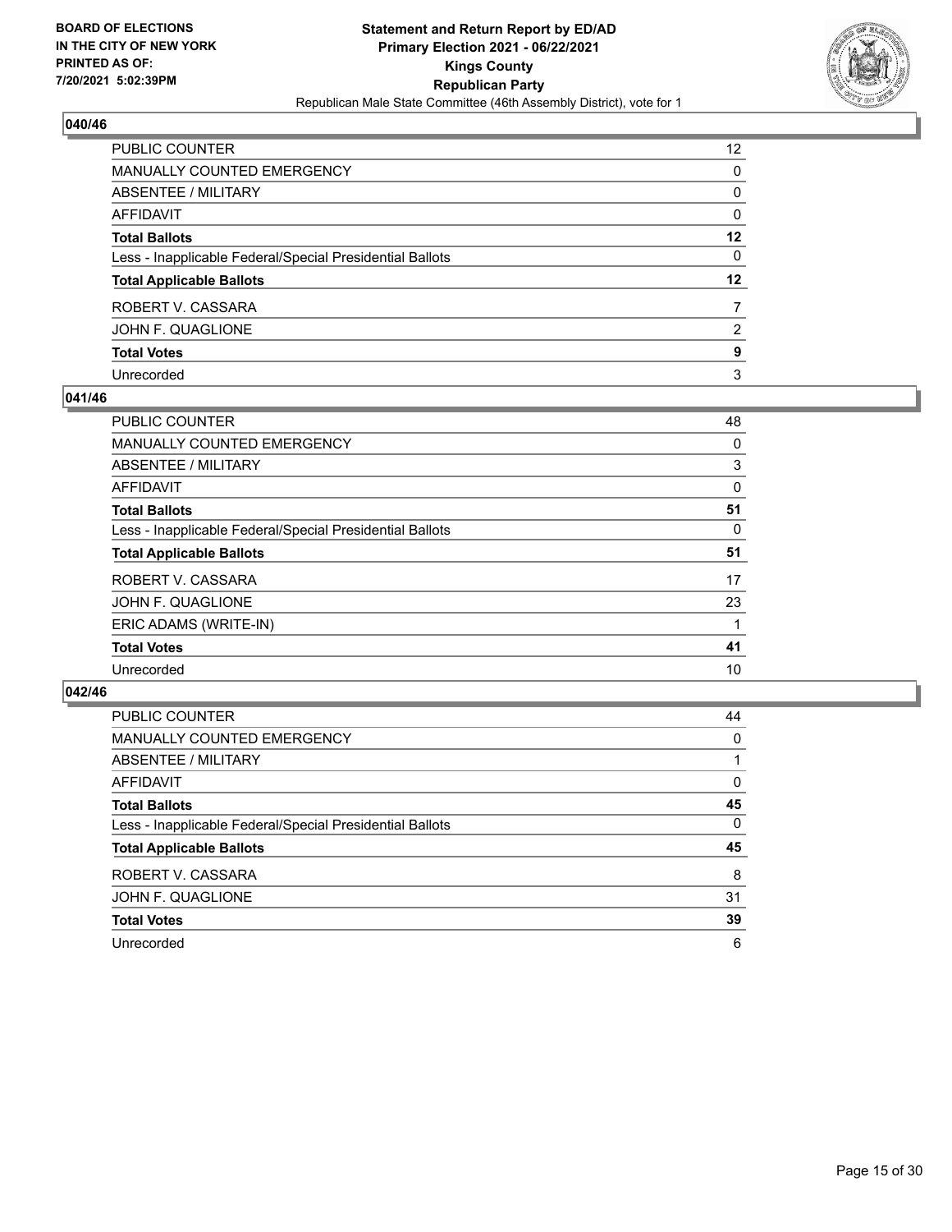## 040/46

| | |
|---|---|
| PUBLIC COUNTER | 12 |
| MANUALLY COUNTED EMERGENCY | 0 |
| ABSENTEE / MILITARY | 0 |
| AFFIDAVIT | 0 |
| **Total Ballots** | **12** |
| Less - Inapplicable Federal/Special Presidential Ballots | 0 |
| **Total Applicable Ballots** | **12** |
| ROBERT V. CASSARA | 7 |
| JOHN F. QUAGLIONE | 2 |
| **Total Votes** | **9** |
| Unrecorded | 3 |

## 041/46

| | |
|---|---|
| PUBLIC COUNTER | 48 |
| MANUALLY COUNTED EMERGENCY | 0 |
| ABSENTEE / MILITARY | 3 |
| AFFIDAVIT | 0 |
| **Total Ballots** | **51** |
| Less - Inapplicable Federal/Special Presidential Ballots | 0 |
| **Total Applicable Ballots** | **51** |
| ROBERT V. CASSARA | 17 |
| JOHN F. QUAGLIONE | 23 |
| ERIC ADAMS (WRITE-IN) | 1 |
| **Total Votes** | **41** |
| Unrecorded | 10 |

## 042/46

| | |
|---|---|
| PUBLIC COUNTER | 44 |
| MANUALLY COUNTED EMERGENCY | 0 |
| ABSENTEE / MILITARY | 1 |
| AFFIDAVIT | 0 |
| **Total Ballots** | **45** |
| Less - Inapplicable Federal/Special Presidential Ballots | 0 |
| **Total Applicable Ballots** | **45** |
| ROBERT V. CASSARA | 8 |
| JOHN F. QUAGLIONE | 31 |
| **Total Votes** | **39** |
| Unrecorded | 6 |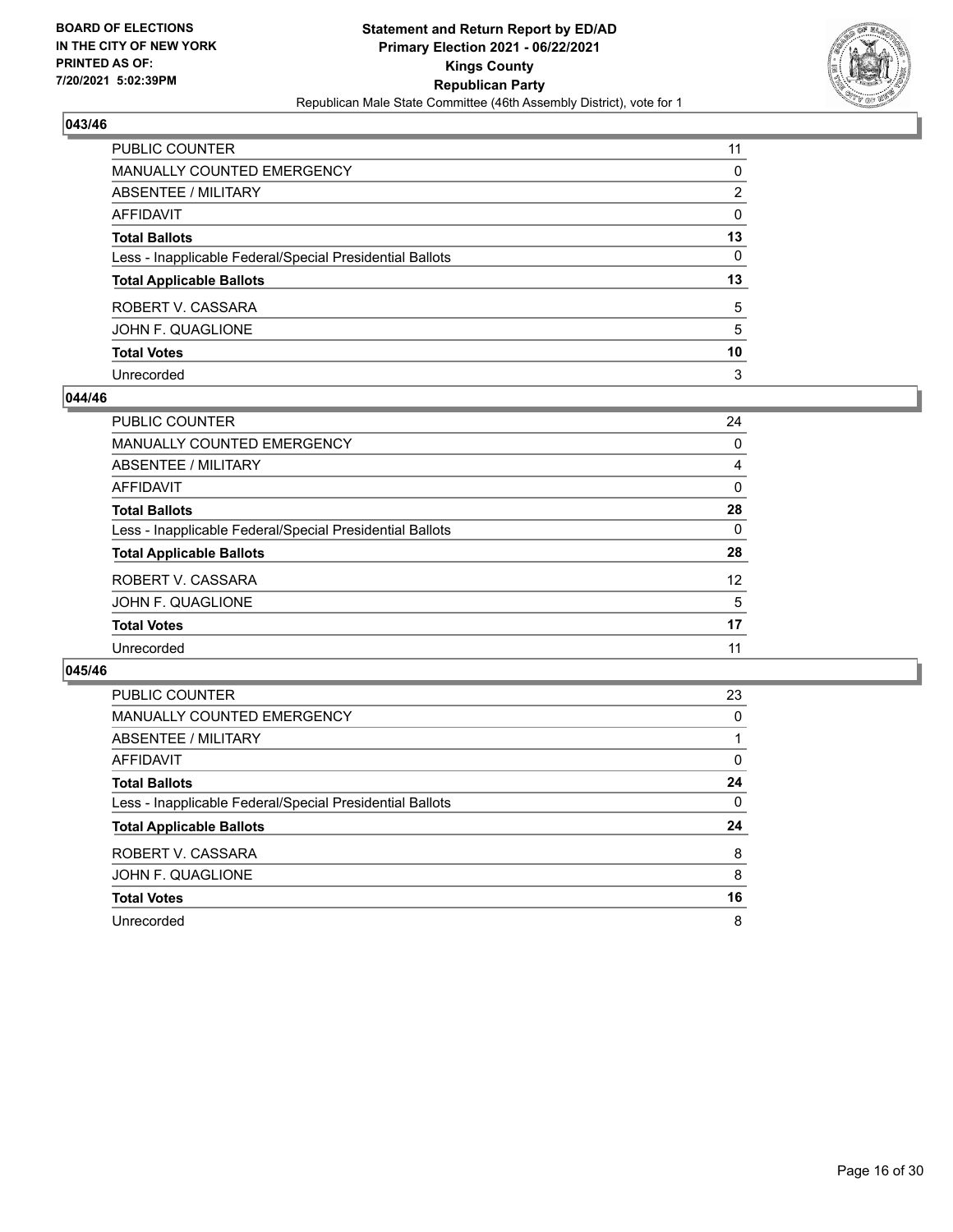**BOARD OF ELECTIONS IN THE CITY OF NEW YORK PRINTED AS OF: 7/20/2021 5:02:39PM**

**Statement and Return Report by ED/AD**
**Primary Election 2021 - 06/22/2021**
**Kings County**
**Republican Party**
Republican Male State Committee (46th Assembly District), vote for 1

## 043/46

| | |
|---|---|
| PUBLIC COUNTER | 11 |
| MANUALLY COUNTED EMERGENCY | 0 |
| ABSENTEE / MILITARY | 2 |
| AFFIDAVIT | 0 |
| **Total Ballots** | **13** |
| Less - Inapplicable Federal/Special Presidential Ballots | 0 |
| **Total Applicable Ballots** | **13** |
| ROBERT V. CASSARA | 5 |
| JOHN F. QUAGLIONE | 5 |
| **Total Votes** | **10** |
| Unrecorded | 3 |

## 044/46

| | |
|---|---|
| PUBLIC COUNTER | 24 |
| MANUALLY COUNTED EMERGENCY | 0 |
| ABSENTEE / MILITARY | 4 |
| AFFIDAVIT | 0 |
| **Total Ballots** | **28** |
| Less - Inapplicable Federal/Special Presidential Ballots | 0 |
| **Total Applicable Ballots** | **28** |
| ROBERT V. CASSARA | 12 |
| JOHN F. QUAGLIONE | 5 |
| **Total Votes** | **17** |
| Unrecorded | 11 |

## 045/46

| | |
|---|---|
| PUBLIC COUNTER | 23 |
| MANUALLY COUNTED EMERGENCY | 0 |
| ABSENTEE / MILITARY | 1 |
| AFFIDAVIT | 0 |
| **Total Ballots** | **24** |
| Less - Inapplicable Federal/Special Presidential Ballots | 0 |
| **Total Applicable Ballots** | **24** |
| ROBERT V. CASSARA | 8 |
| JOHN F. QUAGLIONE | 8 |
| **Total Votes** | **16** |
| Unrecorded | 8 |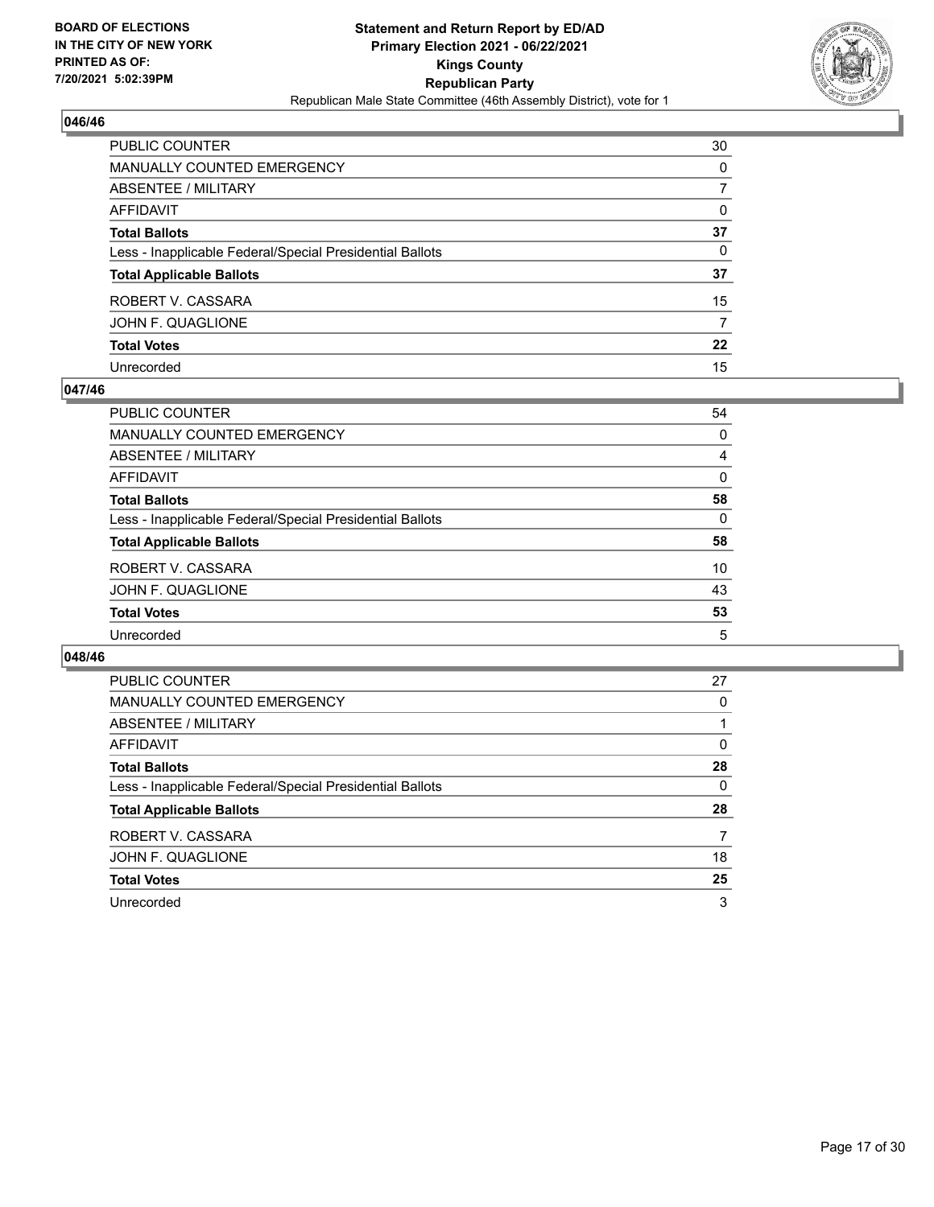**BOARD OF ELECTIONS IN THE CITY OF NEW YORK PRINTED AS OF: 7/20/2021 5:02:39PM**

**Statement and Return Report by ED/AD Primary Election 2021 - 06/22/2021 Kings County Republican Party**

Republican Male State Committee (46th Assembly District), vote for 1

### 046/46

| | |
|---|---|
| PUBLIC COUNTER | 30 |
| MANUALLY COUNTED EMERGENCY | 0 |
| ABSENTEE / MILITARY | 7 |
| AFFIDAVIT | 0 |
| **Total Ballots** | **37** |
| Less - Inapplicable Federal/Special Presidential Ballots | 0 |
| **Total Applicable Ballots** | **37** |
| ROBERT V. CASSARA | 15 |
| JOHN F. QUAGLIONE | 7 |
| **Total Votes** | **22** |
| Unrecorded | 15 |

### 047/46

| | |
|---|---|
| PUBLIC COUNTER | 54 |
| MANUALLY COUNTED EMERGENCY | 0 |
| ABSENTEE / MILITARY | 4 |
| AFFIDAVIT | 0 |
| **Total Ballots** | **58** |
| Less - Inapplicable Federal/Special Presidential Ballots | 0 |
| **Total Applicable Ballots** | **58** |
| ROBERT V. CASSARA | 10 |
| JOHN F. QUAGLIONE | 43 |
| **Total Votes** | **53** |
| Unrecorded | 5 |

### 048/46

| | |
|---|---|
| PUBLIC COUNTER | 27 |
| MANUALLY COUNTED EMERGENCY | 0 |
| ABSENTEE / MILITARY | 1 |
| AFFIDAVIT | 0 |
| **Total Ballots** | **28** |
| Less - Inapplicable Federal/Special Presidential Ballots | 0 |
| **Total Applicable Ballots** | **28** |
| ROBERT V. CASSARA | 7 |
| JOHN F. QUAGLIONE | 18 |
| **Total Votes** | **25** |
| Unrecorded | 3 |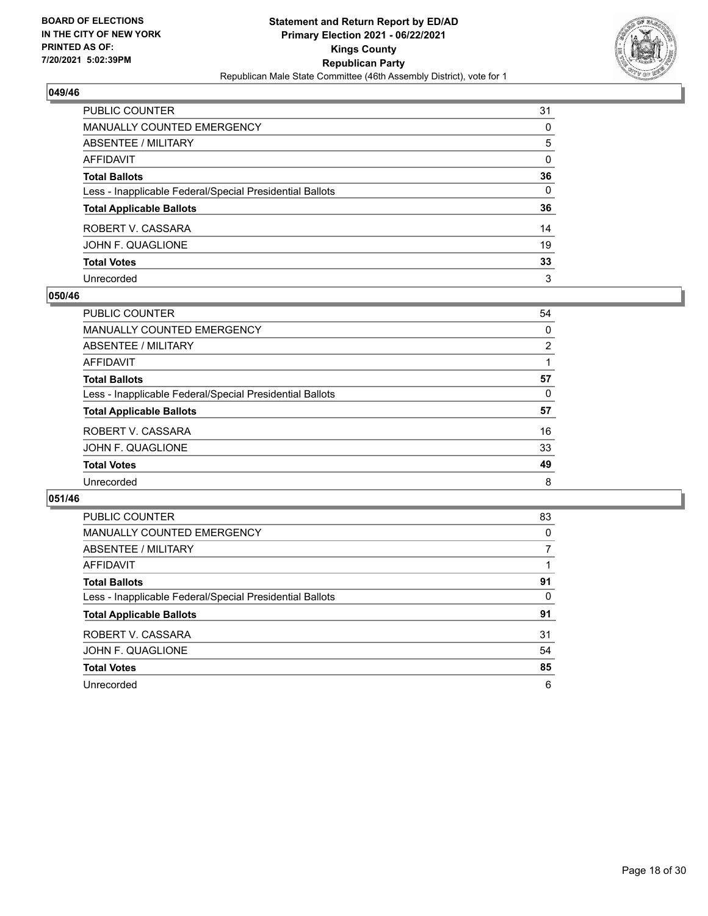BOARD OF ELECTIONS
IN THE CITY OF NEW YORK
PRINTED AS OF:
7/20/2021 5:02:39PM

**Statement and Return Report by ED/AD**
**Primary Election 2021 - 06/22/2021**
**Kings County**
**Republican Party**
Republican Male State Committee (46th Assembly District), vote for 1

## 049/46

| | |
|---|---|
| PUBLIC COUNTER | 31 |
| MANUALLY COUNTED EMERGENCY | 0 |
| ABSENTEE / MILITARY | 5 |
| AFFIDAVIT | 0 |
| **Total Ballots** | **36** |
| Less - Inapplicable Federal/Special Presidential Ballots | 0 |
| **Total Applicable Ballots** | **36** |
| ROBERT V. CASSARA | 14 |
| JOHN F. QUAGLIONE | 19 |
| **Total Votes** | **33** |
| Unrecorded | 3 |

## 050/46

| | |
|---|---|
| PUBLIC COUNTER | 54 |
| MANUALLY COUNTED EMERGENCY | 0 |
| ABSENTEE / MILITARY | 2 |
| AFFIDAVIT | 1 |
| **Total Ballots** | **57** |
| Less - Inapplicable Federal/Special Presidential Ballots | 0 |
| **Total Applicable Ballots** | **57** |
| ROBERT V. CASSARA | 16 |
| JOHN F. QUAGLIONE | 33 |
| **Total Votes** | **49** |
| Unrecorded | 8 |

## 051/46

| | |
|---|---|
| PUBLIC COUNTER | 83 |
| MANUALLY COUNTED EMERGENCY | 0 |
| ABSENTEE / MILITARY | 7 |
| AFFIDAVIT | 1 |
| **Total Ballots** | **91** |
| Less - Inapplicable Federal/Special Presidential Ballots | 0 |
| **Total Applicable Ballots** | **91** |
| ROBERT V. CASSARA | 31 |
| JOHN F. QUAGLIONE | 54 |
| **Total Votes** | **85** |
| Unrecorded | 6 |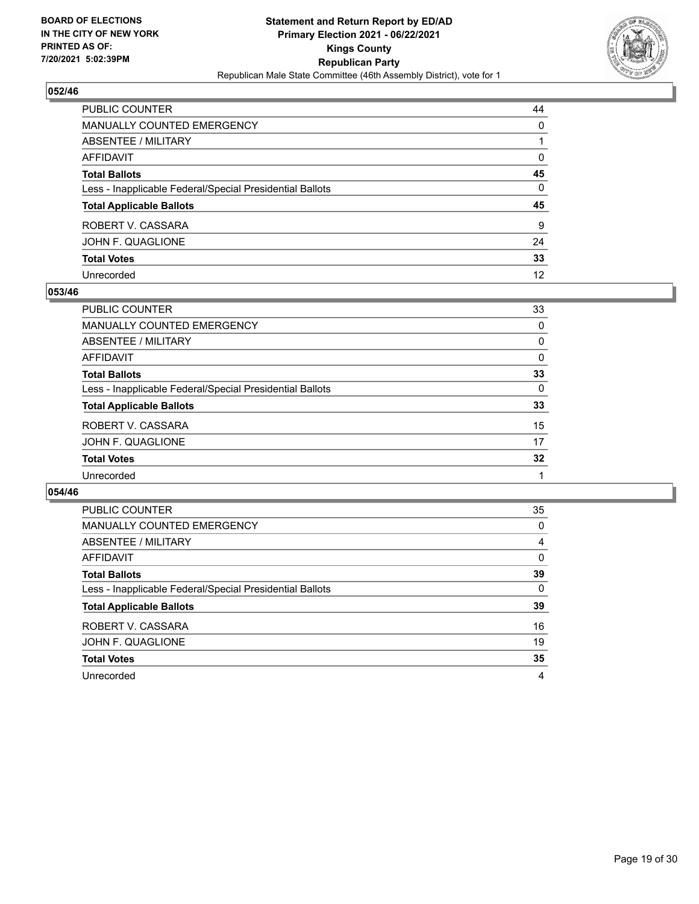**BOARD OF ELECTIONS IN THE CITY OF NEW YORK PRINTED AS OF: 7/20/2021 5:02:39PM**

**Statement and Return Report by ED/AD**
**Primary Election 2021 - 06/22/2021**
**Kings County**
**Republican Party**
Republican Male State Committee (46th Assembly District), vote for 1

### 052/46

| | |
|---|---|
| PUBLIC COUNTER | 44 |
| MANUALLY COUNTED EMERGENCY | 0 |
| ABSENTEE / MILITARY | 1 |
| AFFIDAVIT | 0 |
| **Total Ballots** | **45** |
| Less - Inapplicable Federal/Special Presidential Ballots | 0 |
| **Total Applicable Ballots** | **45** |
| ROBERT V. CASSARA | 9 |
| JOHN F. QUAGLIONE | 24 |
| **Total Votes** | **33** |
| Unrecorded | 12 |

### 053/46

| | |
|---|---|
| PUBLIC COUNTER | 33 |
| MANUALLY COUNTED EMERGENCY | 0 |
| ABSENTEE / MILITARY | 0 |
| AFFIDAVIT | 0 |
| **Total Ballots** | **33** |
| Less - Inapplicable Federal/Special Presidential Ballots | 0 |
| **Total Applicable Ballots** | **33** |
| ROBERT V. CASSARA | 15 |
| JOHN F. QUAGLIONE | 17 |
| **Total Votes** | **32** |
| Unrecorded | 1 |

### 054/46

| | |
|---|---|
| PUBLIC COUNTER | 35 |
| MANUALLY COUNTED EMERGENCY | 0 |
| ABSENTEE / MILITARY | 4 |
| AFFIDAVIT | 0 |
| **Total Ballots** | **39** |
| Less - Inapplicable Federal/Special Presidential Ballots | 0 |
| **Total Applicable Ballots** | **39** |
| ROBERT V. CASSARA | 16 |
| JOHN F. QUAGLIONE | 19 |
| **Total Votes** | **35** |
| Unrecorded | 4 |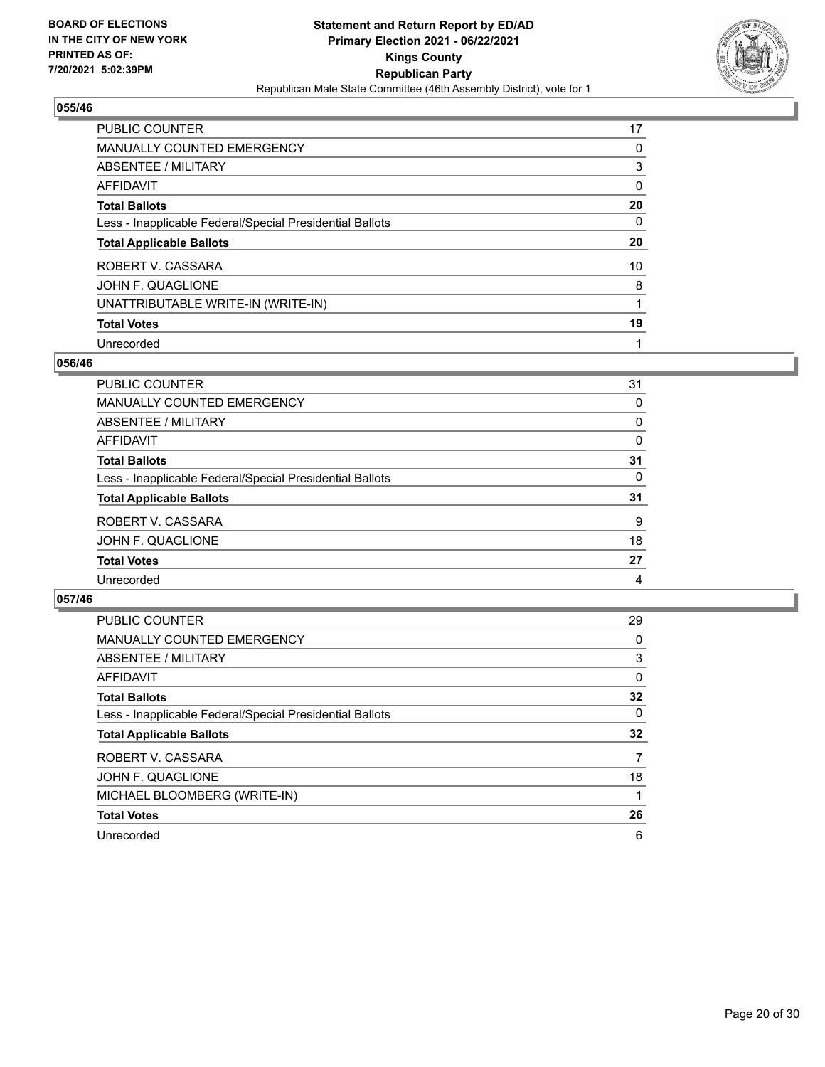BOARD OF ELECTIONS
IN THE CITY OF NEW YORK
PRINTED AS OF:
7/20/2021 5:02:39PM

**Statement and Return Report by ED/AD**
**Primary Election 2021 - 06/22/2021**
**Kings County**
**Republican Party**
Republican Male State Committee (46th Assembly District), vote for 1

## 055/46

| | |
|---|---|
| PUBLIC COUNTER | 17 |
| MANUALLY COUNTED EMERGENCY | 0 |
| ABSENTEE / MILITARY | 3 |
| AFFIDAVIT | 0 |
| **Total Ballots** | **20** |
| Less - Inapplicable Federal/Special Presidential Ballots | 0 |
| **Total Applicable Ballots** | **20** |
| ROBERT V. CASSARA | 10 |
| JOHN F. QUAGLIONE | 8 |
| UNATTRIBUTABLE WRITE-IN (WRITE-IN) | 1 |
| **Total Votes** | **19** |
| Unrecorded | 1 |

## 056/46

| | |
|---|---|
| PUBLIC COUNTER | 31 |
| MANUALLY COUNTED EMERGENCY | 0 |
| ABSENTEE / MILITARY | 0 |
| AFFIDAVIT | 0 |
| **Total Ballots** | **31** |
| Less - Inapplicable Federal/Special Presidential Ballots | 0 |
| **Total Applicable Ballots** | **31** |
| ROBERT V. CASSARA | 9 |
| JOHN F. QUAGLIONE | 18 |
| **Total Votes** | **27** |
| Unrecorded | 4 |

## 057/46

| | |
|---|---|
| PUBLIC COUNTER | 29 |
| MANUALLY COUNTED EMERGENCY | 0 |
| ABSENTEE / MILITARY | 3 |
| AFFIDAVIT | 0 |
| **Total Ballots** | **32** |
| Less - Inapplicable Federal/Special Presidential Ballots | 0 |
| **Total Applicable Ballots** | **32** |
| ROBERT V. CASSARA | 7 |
| JOHN F. QUAGLIONE | 18 |
| MICHAEL BLOOMBERG (WRITE-IN) | 1 |
| **Total Votes** | **26** |
| Unrecorded | 6 |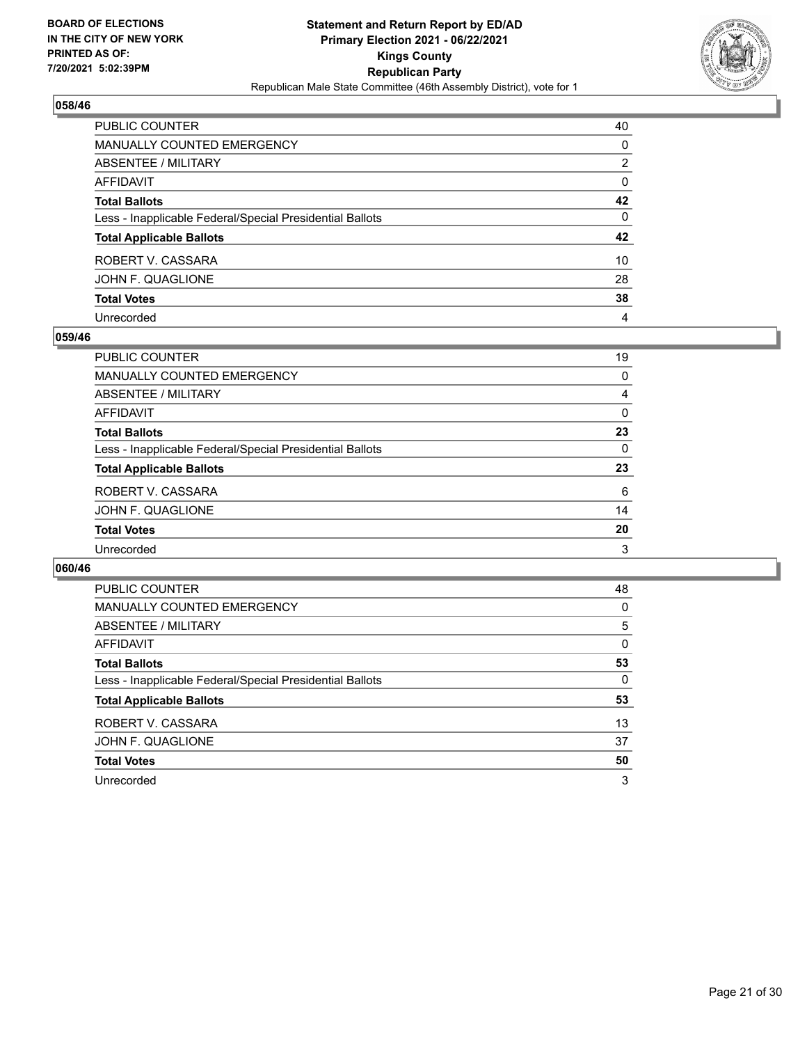BOARD OF ELECTIONS
IN THE CITY OF NEW YORK
PRINTED AS OF:
7/20/2021 5:02:39PM

**Statement and Return Report by ED/AD**
**Primary Election 2021 - 06/22/2021**
**Kings County**
**Republican Party**
Republican Male State Committee (46th Assembly District), vote for 1

### 058/46

| | |
|---|---|
| PUBLIC COUNTER | 40 |
| MANUALLY COUNTED EMERGENCY | 0 |
| ABSENTEE / MILITARY | 2 |
| AFFIDAVIT | 0 |
| **Total Ballots** | **42** |
| Less - Inapplicable Federal/Special Presidential Ballots | 0 |
| **Total Applicable Ballots** | **42** |
| ROBERT V. CASSARA | 10 |
| JOHN F. QUAGLIONE | 28 |
| **Total Votes** | **38** |
| Unrecorded | 4 |

### 059/46

| | |
|---|---|
| PUBLIC COUNTER | 19 |
| MANUALLY COUNTED EMERGENCY | 0 |
| ABSENTEE / MILITARY | 4 |
| AFFIDAVIT | 0 |
| **Total Ballots** | **23** |
| Less - Inapplicable Federal/Special Presidential Ballots | 0 |
| **Total Applicable Ballots** | **23** |
| ROBERT V. CASSARA | 6 |
| JOHN F. QUAGLIONE | 14 |
| **Total Votes** | **20** |
| Unrecorded | 3 |

### 060/46

| | |
|---|---|
| PUBLIC COUNTER | 48 |
| MANUALLY COUNTED EMERGENCY | 0 |
| ABSENTEE / MILITARY | 5 |
| AFFIDAVIT | 0 |
| **Total Ballots** | **53** |
| Less - Inapplicable Federal/Special Presidential Ballots | 0 |
| **Total Applicable Ballots** | **53** |
| ROBERT V. CASSARA | 13 |
| JOHN F. QUAGLIONE | 37 |
| **Total Votes** | **50** |
| Unrecorded | 3 |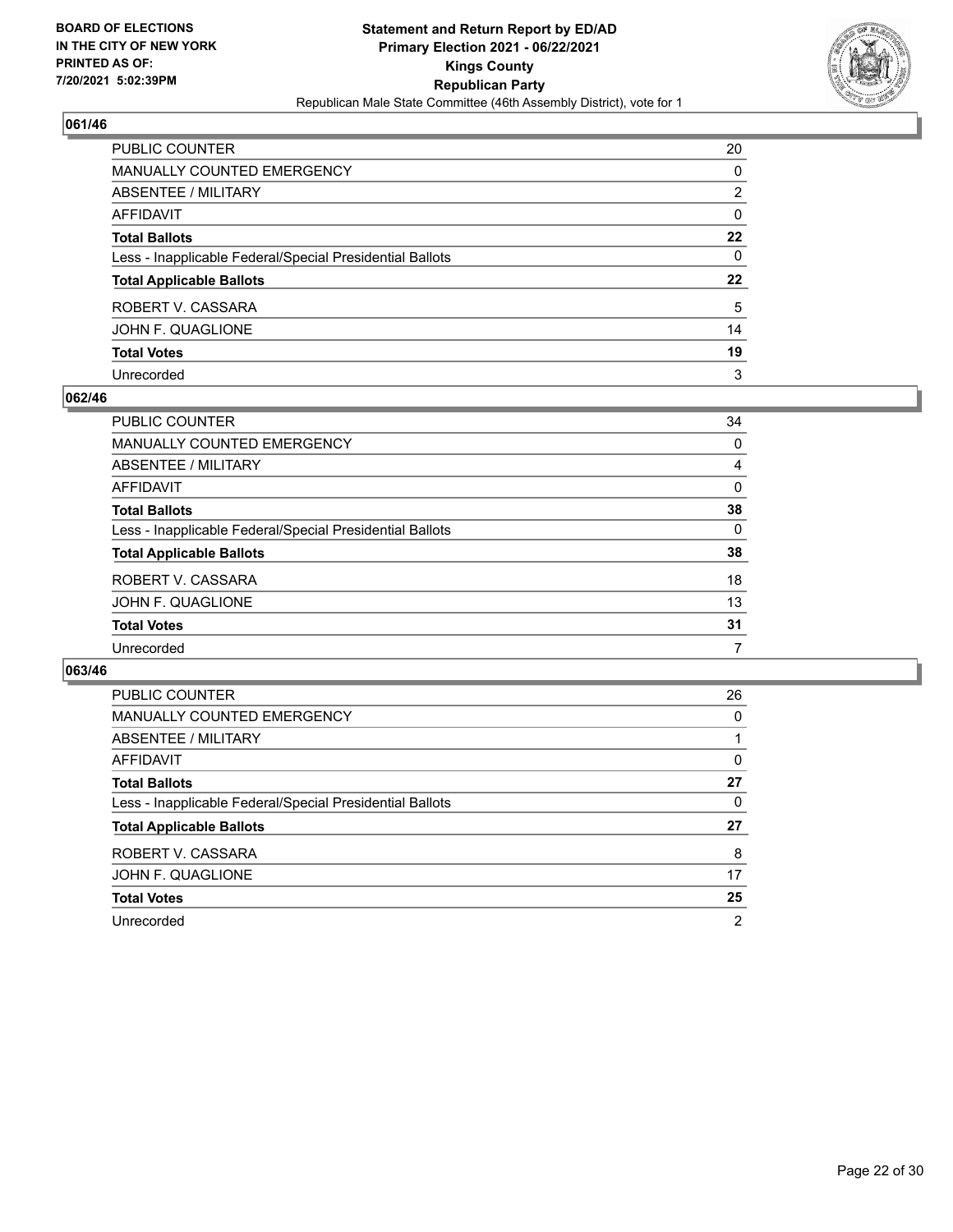BOARD OF ELECTIONS
IN THE CITY OF NEW YORK
PRINTED AS OF:
7/20/2021 5:02:39PM

**Statement and Return Report by ED/AD**
**Primary Election 2021 - 06/22/2021**
**Kings County**
**Republican Party**
Republican Male State Committee (46th Assembly District), vote for 1

### 061/46

| | |
|---|---|
| PUBLIC COUNTER | 20 |
| MANUALLY COUNTED EMERGENCY | 0 |
| ABSENTEE / MILITARY | 2 |
| AFFIDAVIT | 0 |
| **Total Ballots** | **22** |
| Less - Inapplicable Federal/Special Presidential Ballots | 0 |
| **Total Applicable Ballots** | **22** |
| ROBERT V. CASSARA | 5 |
| JOHN F. QUAGLIONE | 14 |
| **Total Votes** | **19** |
| Unrecorded | 3 |

### 062/46

| | |
|---|---|
| PUBLIC COUNTER | 34 |
| MANUALLY COUNTED EMERGENCY | 0 |
| ABSENTEE / MILITARY | 4 |
| AFFIDAVIT | 0 |
| **Total Ballots** | **38** |
| Less - Inapplicable Federal/Special Presidential Ballots | 0 |
| **Total Applicable Ballots** | **38** |
| ROBERT V. CASSARA | 18 |
| JOHN F. QUAGLIONE | 13 |
| **Total Votes** | **31** |
| Unrecorded | 7 |

### 063/46

| | |
|---|---|
| PUBLIC COUNTER | 26 |
| MANUALLY COUNTED EMERGENCY | 0 |
| ABSENTEE / MILITARY | 1 |
| AFFIDAVIT | 0 |
| **Total Ballots** | **27** |
| Less - Inapplicable Federal/Special Presidential Ballots | 0 |
| **Total Applicable Ballots** | **27** |
| ROBERT V. CASSARA | 8 |
| JOHN F. QUAGLIONE | 17 |
| **Total Votes** | **25** |
| Unrecorded | 2 |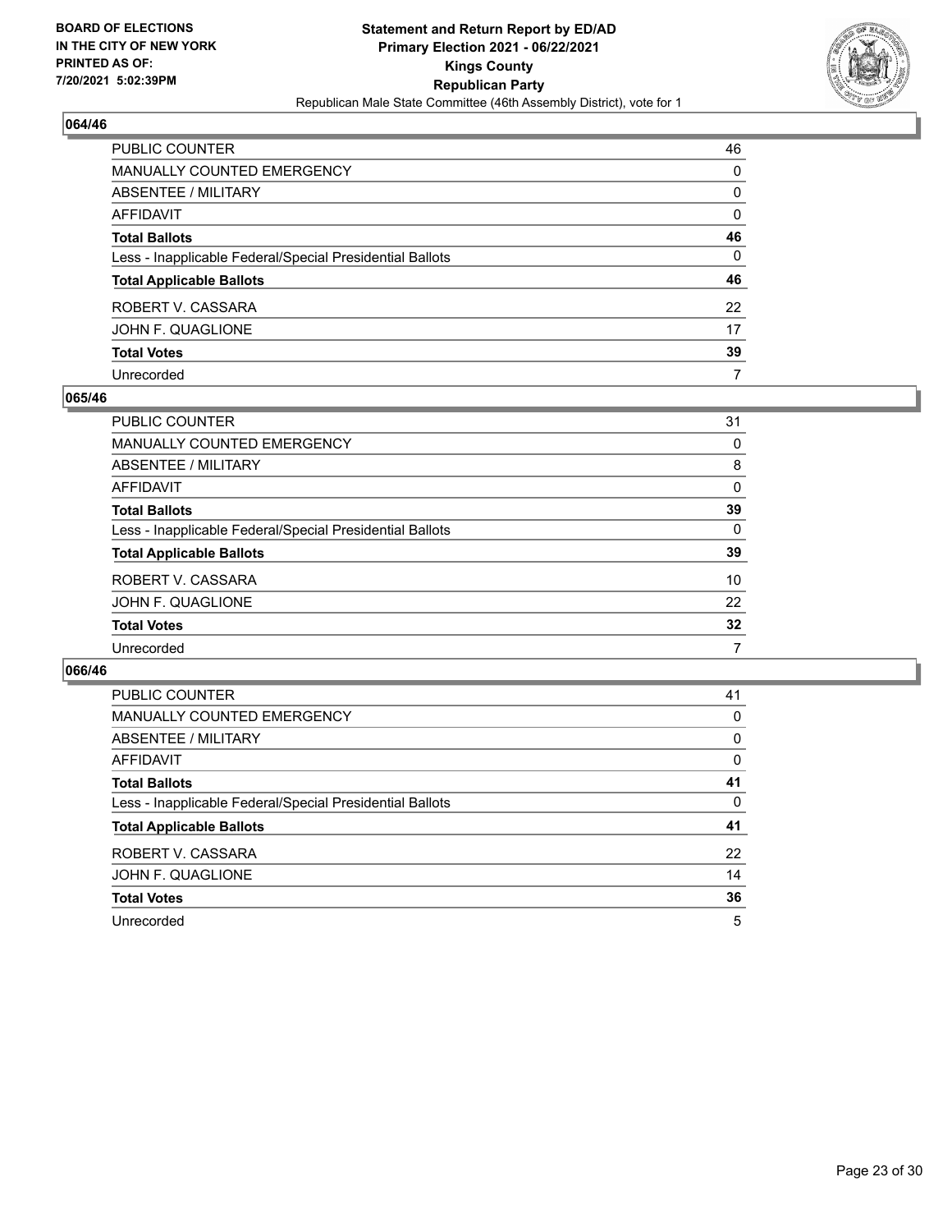BOARD OF ELECTIONS
IN THE CITY OF NEW YORK
PRINTED AS OF:
7/20/2021 5:02:39PM

**Statement and Return Report by ED/AD**
**Primary Election 2021 - 06/22/2021**
**Kings County**
**Republican Party**
Republican Male State Committee (46th Assembly District), vote for 1

## 064/46

| | |
|---|---|
| PUBLIC COUNTER | 46 |
| MANUALLY COUNTED EMERGENCY | 0 |
| ABSENTEE / MILITARY | 0 |
| AFFIDAVIT | 0 |
| **Total Ballots** | **46** |
| Less - Inapplicable Federal/Special Presidential Ballots | 0 |
| **Total Applicable Ballots** | **46** |
| ROBERT V. CASSARA | 22 |
| JOHN F. QUAGLIONE | 17 |
| **Total Votes** | **39** |
| Unrecorded | 7 |

## 065/46

| | |
|---|---|
| PUBLIC COUNTER | 31 |
| MANUALLY COUNTED EMERGENCY | 0 |
| ABSENTEE / MILITARY | 8 |
| AFFIDAVIT | 0 |
| **Total Ballots** | **39** |
| Less - Inapplicable Federal/Special Presidential Ballots | 0 |
| **Total Applicable Ballots** | **39** |
| ROBERT V. CASSARA | 10 |
| JOHN F. QUAGLIONE | 22 |
| **Total Votes** | **32** |
| Unrecorded | 7 |

## 066/46

| | |
|---|---|
| PUBLIC COUNTER | 41 |
| MANUALLY COUNTED EMERGENCY | 0 |
| ABSENTEE / MILITARY | 0 |
| AFFIDAVIT | 0 |
| **Total Ballots** | **41** |
| Less - Inapplicable Federal/Special Presidential Ballots | 0 |
| **Total Applicable Ballots** | **41** |
| ROBERT V. CASSARA | 22 |
| JOHN F. QUAGLIONE | 14 |
| **Total Votes** | **36** |
| Unrecorded | 5 |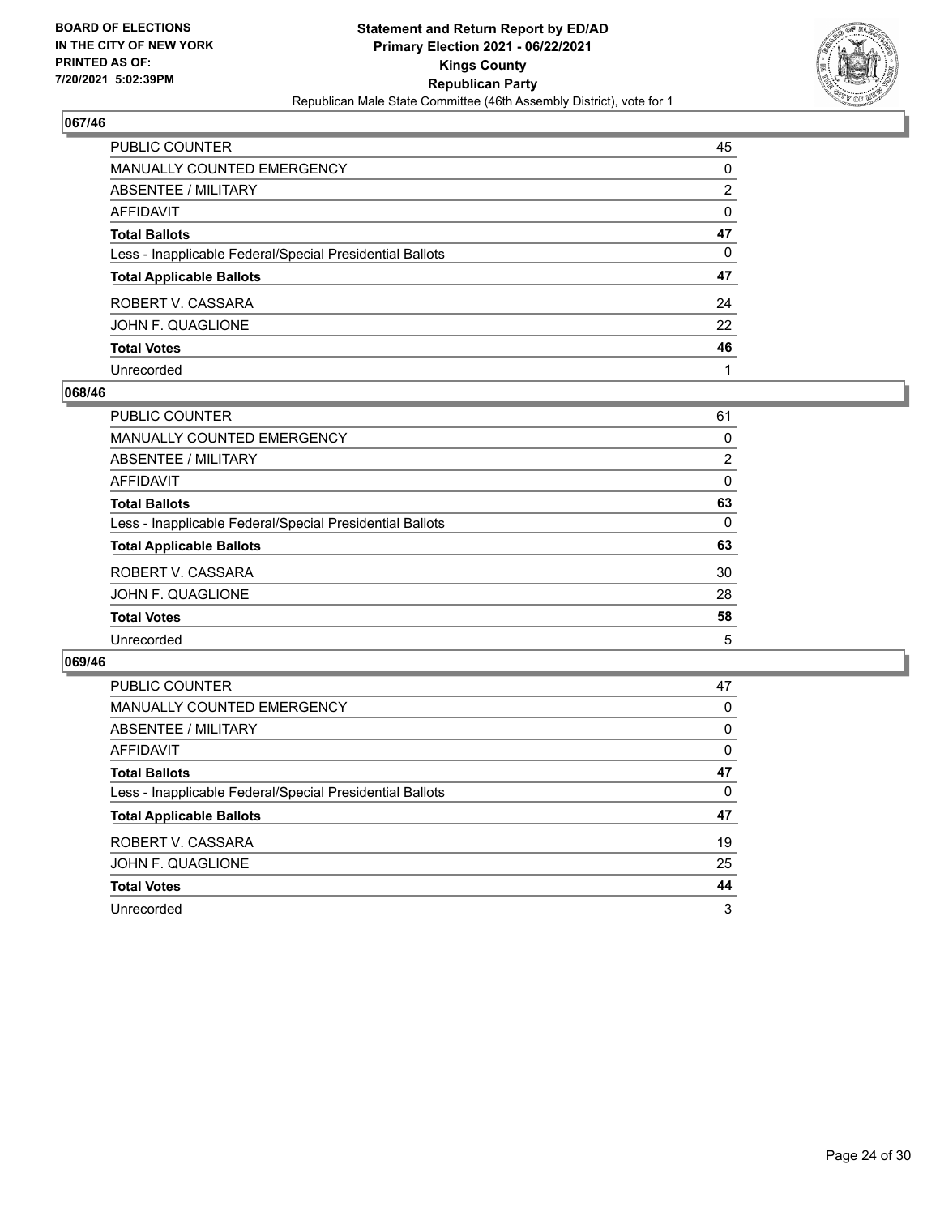BOARD OF ELECTIONS
IN THE CITY OF NEW YORK
PRINTED AS OF:
7/20/2021 5:02:39PM

**Statement and Return Report by ED/AD**
**Primary Election 2021 - 06/22/2021**
**Kings County**
**Republican Party**
Republican Male State Committee (46th Assembly District), vote for 1

## 067/46

| | |
|---|---|
| PUBLIC COUNTER | 45 |
| MANUALLY COUNTED EMERGENCY | 0 |
| ABSENTEE / MILITARY | 2 |
| AFFIDAVIT | 0 |
| **Total Ballots** | **47** |
| Less - Inapplicable Federal/Special Presidential Ballots | 0 |
| **Total Applicable Ballots** | **47** |
| ROBERT V. CASSARA | 24 |
| JOHN F. QUAGLIONE | 22 |
| **Total Votes** | **46** |
| Unrecorded | 1 |

## 068/46

| | |
|---|---|
| PUBLIC COUNTER | 61 |
| MANUALLY COUNTED EMERGENCY | 0 |
| ABSENTEE / MILITARY | 2 |
| AFFIDAVIT | 0 |
| **Total Ballots** | **63** |
| Less - Inapplicable Federal/Special Presidential Ballots | 0 |
| **Total Applicable Ballots** | **63** |
| ROBERT V. CASSARA | 30 |
| JOHN F. QUAGLIONE | 28 |
| **Total Votes** | **58** |
| Unrecorded | 5 |

## 069/46

| | |
|---|---|
| PUBLIC COUNTER | 47 |
| MANUALLY COUNTED EMERGENCY | 0 |
| ABSENTEE / MILITARY | 0 |
| AFFIDAVIT | 0 |
| **Total Ballots** | **47** |
| Less - Inapplicable Federal/Special Presidential Ballots | 0 |
| **Total Applicable Ballots** | **47** |
| ROBERT V. CASSARA | 19 |
| JOHN F. QUAGLIONE | 25 |
| **Total Votes** | **44** |
| Unrecorded | 3 |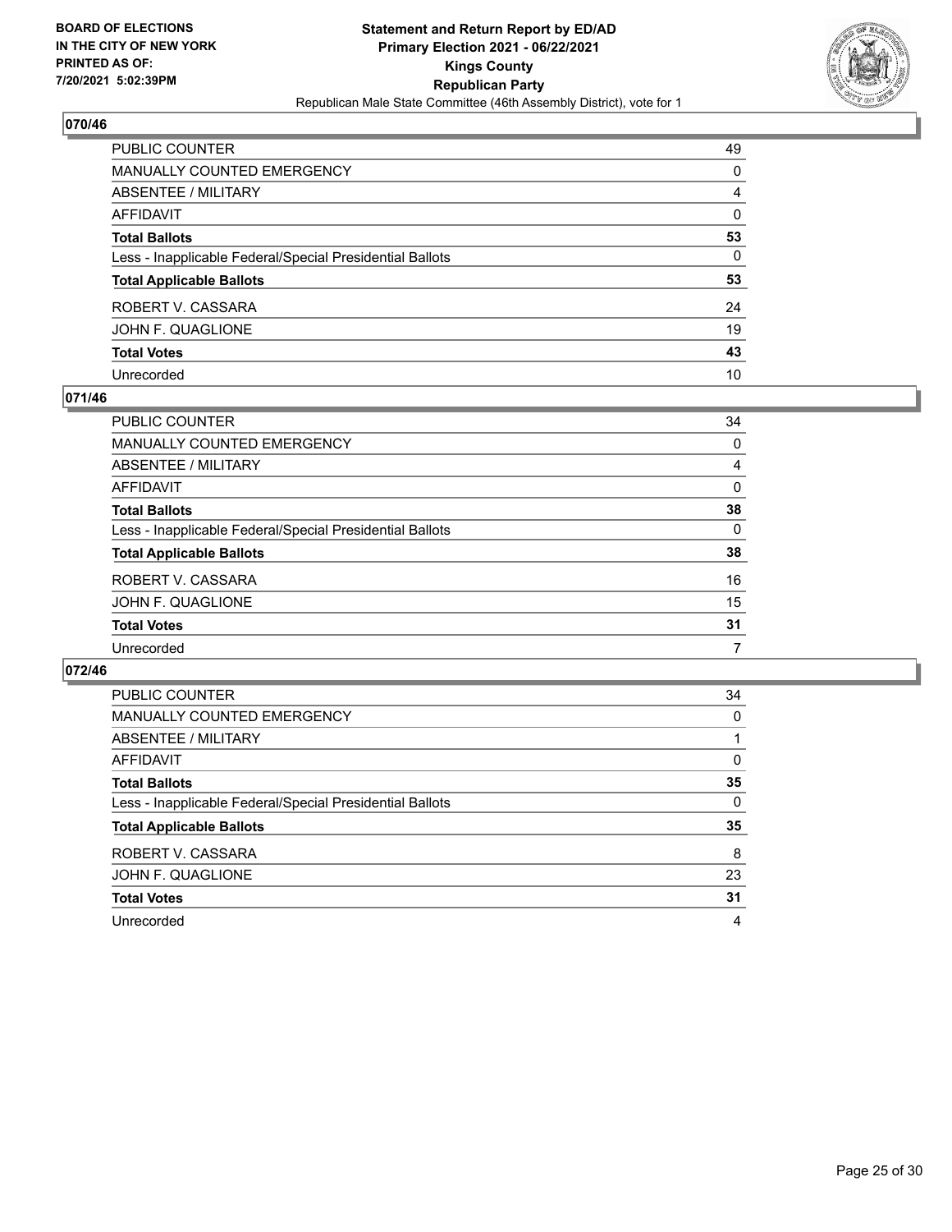## 070/46

| | |
|---|---|
| PUBLIC COUNTER | 49 |
| MANUALLY COUNTED EMERGENCY | 0 |
| ABSENTEE / MILITARY | 4 |
| AFFIDAVIT | 0 |
| **Total Ballots** | **53** |
| Less - Inapplicable Federal/Special Presidential Ballots | 0 |
| **Total Applicable Ballots** | **53** |
| ROBERT V. CASSARA | 24 |
| JOHN F. QUAGLIONE | 19 |
| **Total Votes** | **43** |
| Unrecorded | 10 |

## 071/46

| | |
|---|---|
| PUBLIC COUNTER | 34 |
| MANUALLY COUNTED EMERGENCY | 0 |
| ABSENTEE / MILITARY | 4 |
| AFFIDAVIT | 0 |
| **Total Ballots** | **38** |
| Less - Inapplicable Federal/Special Presidential Ballots | 0 |
| **Total Applicable Ballots** | **38** |
| ROBERT V. CASSARA | 16 |
| JOHN F. QUAGLIONE | 15 |
| **Total Votes** | **31** |
| Unrecorded | 7 |

## 072/46

| | |
|---|---|
| PUBLIC COUNTER | 34 |
| MANUALLY COUNTED EMERGENCY | 0 |
| ABSENTEE / MILITARY | 1 |
| AFFIDAVIT | 0 |
| **Total Ballots** | **35** |
| Less - Inapplicable Federal/Special Presidential Ballots | 0 |
| **Total Applicable Ballots** | **35** |
| ROBERT V. CASSARA | 8 |
| JOHN F. QUAGLIONE | 23 |
| **Total Votes** | **31** |
| Unrecorded | 4 |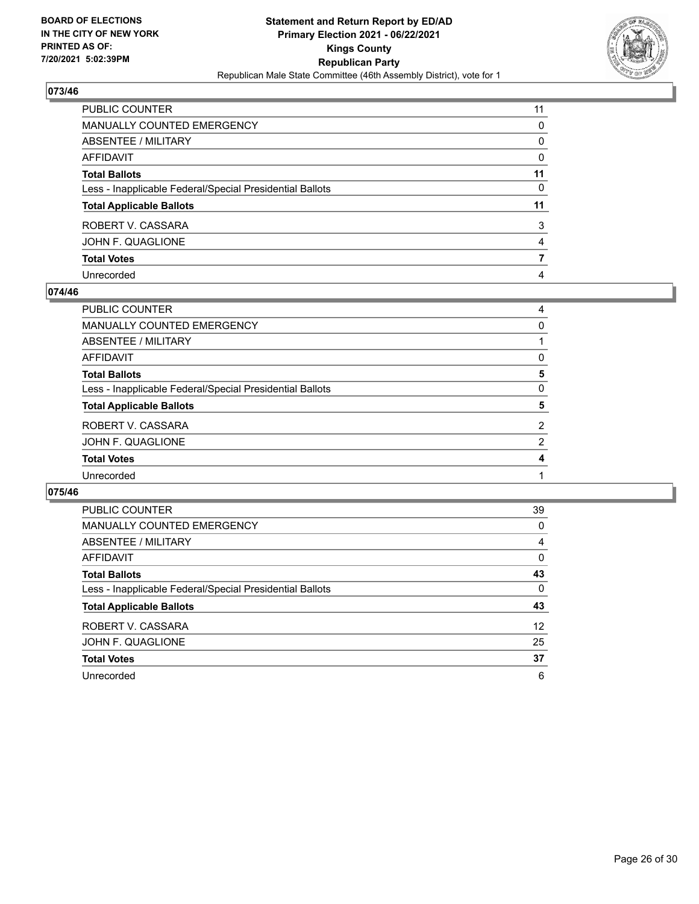BOARD OF ELECTIONS
IN THE CITY OF NEW YORK
PRINTED AS OF:
7/20/2021 5:02:39PM

**Statement and Return Report by ED/AD**
**Primary Election 2021 - 06/22/2021**
**Kings County**
**Republican Party**
Republican Male State Committee (46th Assembly District), vote for 1

## 073/46

| | |
|---|---|
| PUBLIC COUNTER | 11 |
| MANUALLY COUNTED EMERGENCY | 0 |
| ABSENTEE / MILITARY | 0 |
| AFFIDAVIT | 0 |
| **Total Ballots** | **11** |
| Less - Inapplicable Federal/Special Presidential Ballots | 0 |
| **Total Applicable Ballots** | **11** |
| ROBERT V. CASSARA | 3 |
| JOHN F. QUAGLIONE | 4 |
| **Total Votes** | **7** |
| Unrecorded | 4 |

## 074/46

| | |
|---|---|
| PUBLIC COUNTER | 4 |
| MANUALLY COUNTED EMERGENCY | 0 |
| ABSENTEE / MILITARY | 1 |
| AFFIDAVIT | 0 |
| **Total Ballots** | **5** |
| Less - Inapplicable Federal/Special Presidential Ballots | 0 |
| **Total Applicable Ballots** | **5** |
| ROBERT V. CASSARA | 2 |
| JOHN F. QUAGLIONE | 2 |
| **Total Votes** | **4** |
| Unrecorded | 1 |

## 075/46

| | |
|---|---|
| PUBLIC COUNTER | 39 |
| MANUALLY COUNTED EMERGENCY | 0 |
| ABSENTEE / MILITARY | 4 |
| AFFIDAVIT | 0 |
| **Total Ballots** | **43** |
| Less - Inapplicable Federal/Special Presidential Ballots | 0 |
| **Total Applicable Ballots** | **43** |
| ROBERT V. CASSARA | 12 |
| JOHN F. QUAGLIONE | 25 |
| **Total Votes** | **37** |
| Unrecorded | 6 |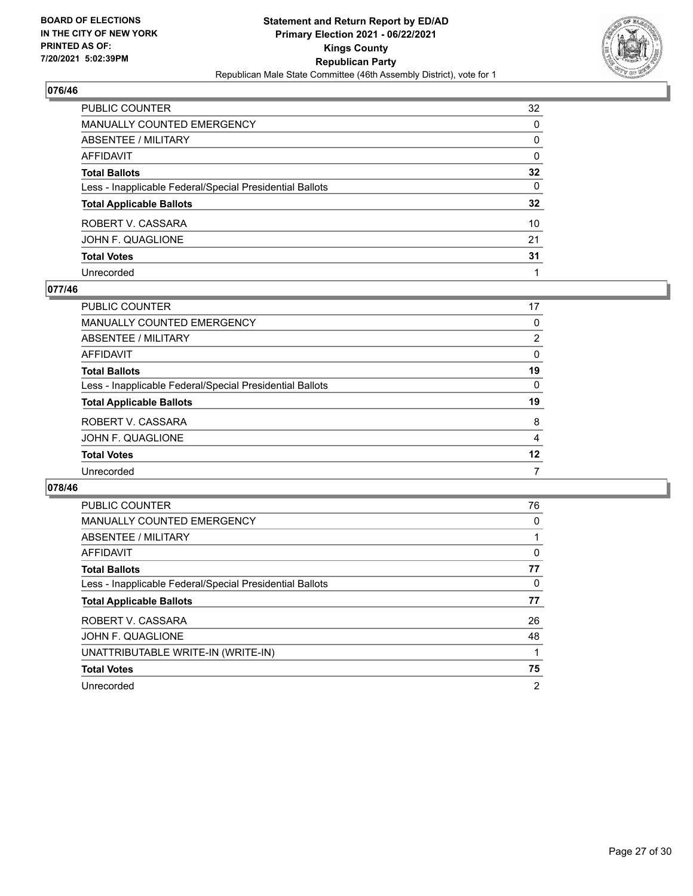BOARD OF ELECTIONS
IN THE CITY OF NEW YORK
PRINTED AS OF:
7/20/2021 5:02:39PM

**Statement and Return Report by ED/AD**
**Primary Election 2021 - 06/22/2021**
**Kings County**
**Republican Party**
Republican Male State Committee (46th Assembly District), vote for 1

## 076/46

| | |
|---|---|
| PUBLIC COUNTER | 32 |
| MANUALLY COUNTED EMERGENCY | 0 |
| ABSENTEE / MILITARY | 0 |
| AFFIDAVIT | 0 |
| **Total Ballots** | **32** |
| Less - Inapplicable Federal/Special Presidential Ballots | 0 |
| **Total Applicable Ballots** | **32** |
| ROBERT V. CASSARA | 10 |
| JOHN F. QUAGLIONE | 21 |
| **Total Votes** | **31** |
| Unrecorded | 1 |

## 077/46

| | |
|---|---|
| PUBLIC COUNTER | 17 |
| MANUALLY COUNTED EMERGENCY | 0 |
| ABSENTEE / MILITARY | 2 |
| AFFIDAVIT | 0 |
| **Total Ballots** | **19** |
| Less - Inapplicable Federal/Special Presidential Ballots | 0 |
| **Total Applicable Ballots** | **19** |
| ROBERT V. CASSARA | 8 |
| JOHN F. QUAGLIONE | 4 |
| **Total Votes** | **12** |
| Unrecorded | 7 |

## 078/46

| | |
|---|---|
| PUBLIC COUNTER | 76 |
| MANUALLY COUNTED EMERGENCY | 0 |
| ABSENTEE / MILITARY | 1 |
| AFFIDAVIT | 0 |
| **Total Ballots** | **77** |
| Less - Inapplicable Federal/Special Presidential Ballots | 0 |
| **Total Applicable Ballots** | **77** |
| ROBERT V. CASSARA | 26 |
| JOHN F. QUAGLIONE | 48 |
| UNATTRIBUTABLE WRITE-IN (WRITE-IN) | 1 |
| **Total Votes** | **75** |
| Unrecorded | 2 |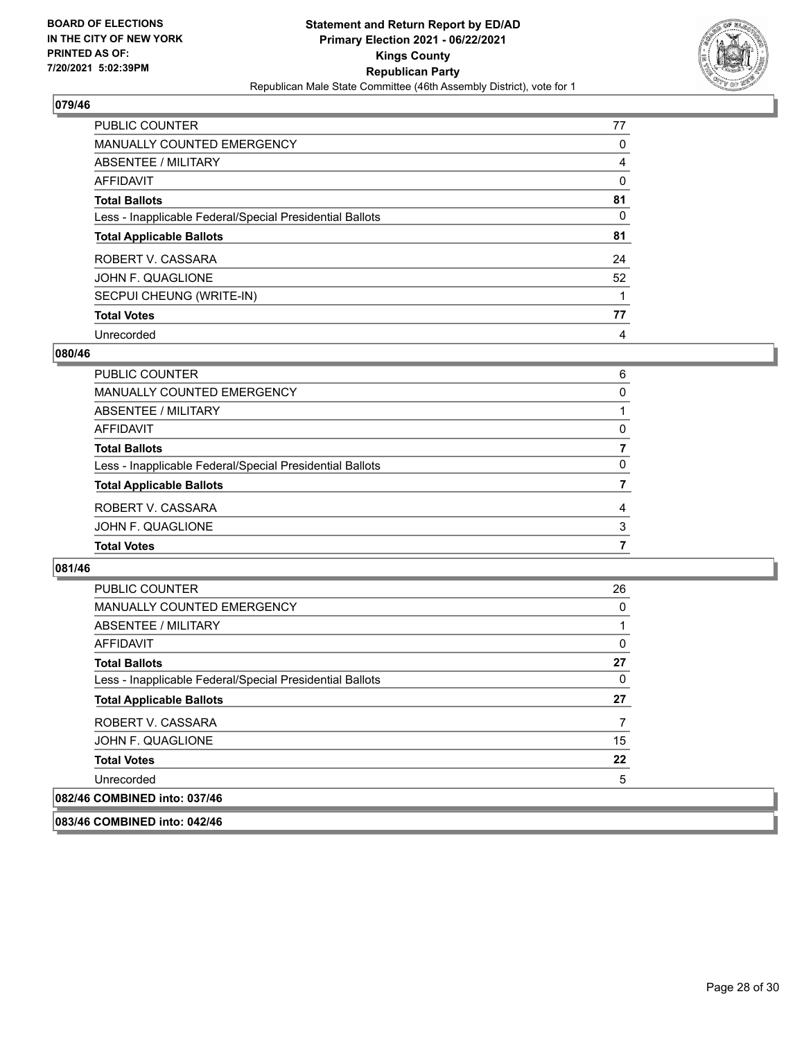## 079/46

| | |
|---|---|
| PUBLIC COUNTER | 77 |
| MANUALLY COUNTED EMERGENCY | 0 |
| ABSENTEE / MILITARY | 4 |
| AFFIDAVIT | 0 |
| **Total Ballots** | **81** |
| Less - Inapplicable Federal/Special Presidential Ballots | 0 |
| **Total Applicable Ballots** | **81** |
| ROBERT V. CASSARA | 24 |
| JOHN F. QUAGLIONE | 52 |
| SECPUI CHEUNG (WRITE-IN) | 1 |
| **Total Votes** | **77** |
| Unrecorded | 4 |

## 080/46

| | |
|---|---|
| PUBLIC COUNTER | 6 |
| MANUALLY COUNTED EMERGENCY | 0 |
| ABSENTEE / MILITARY | 1 |
| AFFIDAVIT | 0 |
| **Total Ballots** | **7** |
| Less - Inapplicable Federal/Special Presidential Ballots | 0 |
| **Total Applicable Ballots** | **7** |
| ROBERT V. CASSARA | 4 |
| JOHN F. QUAGLIONE | 3 |
| **Total Votes** | **7** |

## 081/46

| | |
|---|---|
| PUBLIC COUNTER | 26 |
| MANUALLY COUNTED EMERGENCY | 0 |
| ABSENTEE / MILITARY | 1 |
| AFFIDAVIT | 0 |
| **Total Ballots** | **27** |
| Less - Inapplicable Federal/Special Presidential Ballots | 0 |
| **Total Applicable Ballots** | **27** |
| ROBERT V. CASSARA | 7 |
| JOHN F. QUAGLIONE | 15 |
| **Total Votes** | **22** |
| Unrecorded | 5 |

**082/46 COMBINED into: 037/46**

**083/46 COMBINED into: 042/46**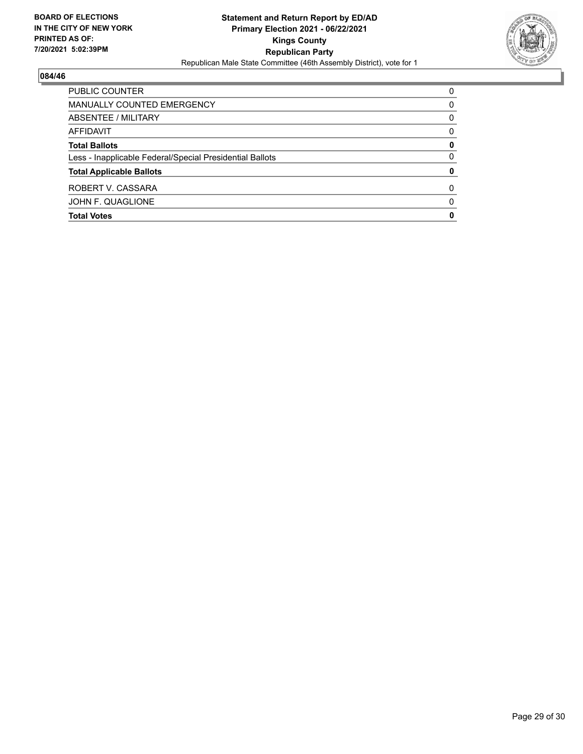**BOARD OF ELECTIONS IN THE CITY OF NEW YORK PRINTED AS OF: 7/20/2021 5:02:39PM**

**Statement and Return Report by ED/AD**
**Primary Election 2021 - 06/22/2021**
**Kings County**
**Republican Party**
Republican Male State Committee (46th Assembly District), vote for 1

## 084/46

| | |
|---|---|
| PUBLIC COUNTER | 0 |
| MANUALLY COUNTED EMERGENCY | 0 |
| ABSENTEE / MILITARY | 0 |
| AFFIDAVIT | 0 |
| **Total Ballots** | **0** |
| Less - Inapplicable Federal/Special Presidential Ballots | 0 |
| **Total Applicable Ballots** | **0** |
| ROBERT V. CASSARA | 0 |
| JOHN F. QUAGLIONE | 0 |
| **Total Votes** | **0** |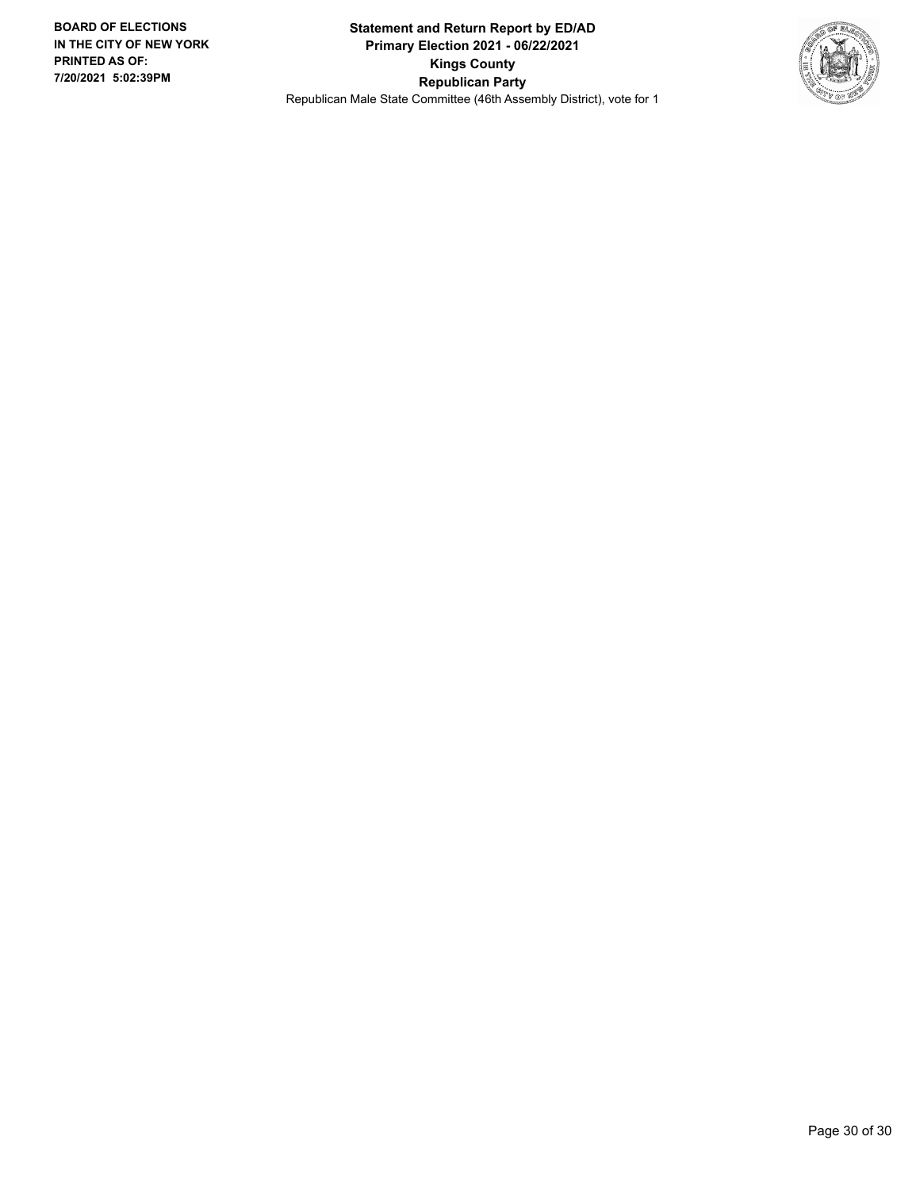**BOARD OF ELECTIONS IN THE CITY OF NEW YORK PRINTED AS OF: 7/20/2021 5:02:39PM**

**Statement and Return Report by ED/AD**
**Primary Election 2021 - 06/22/2021**
**Kings County**
**Republican Party**
Republican Male State Committee (46th Assembly District), vote for 1